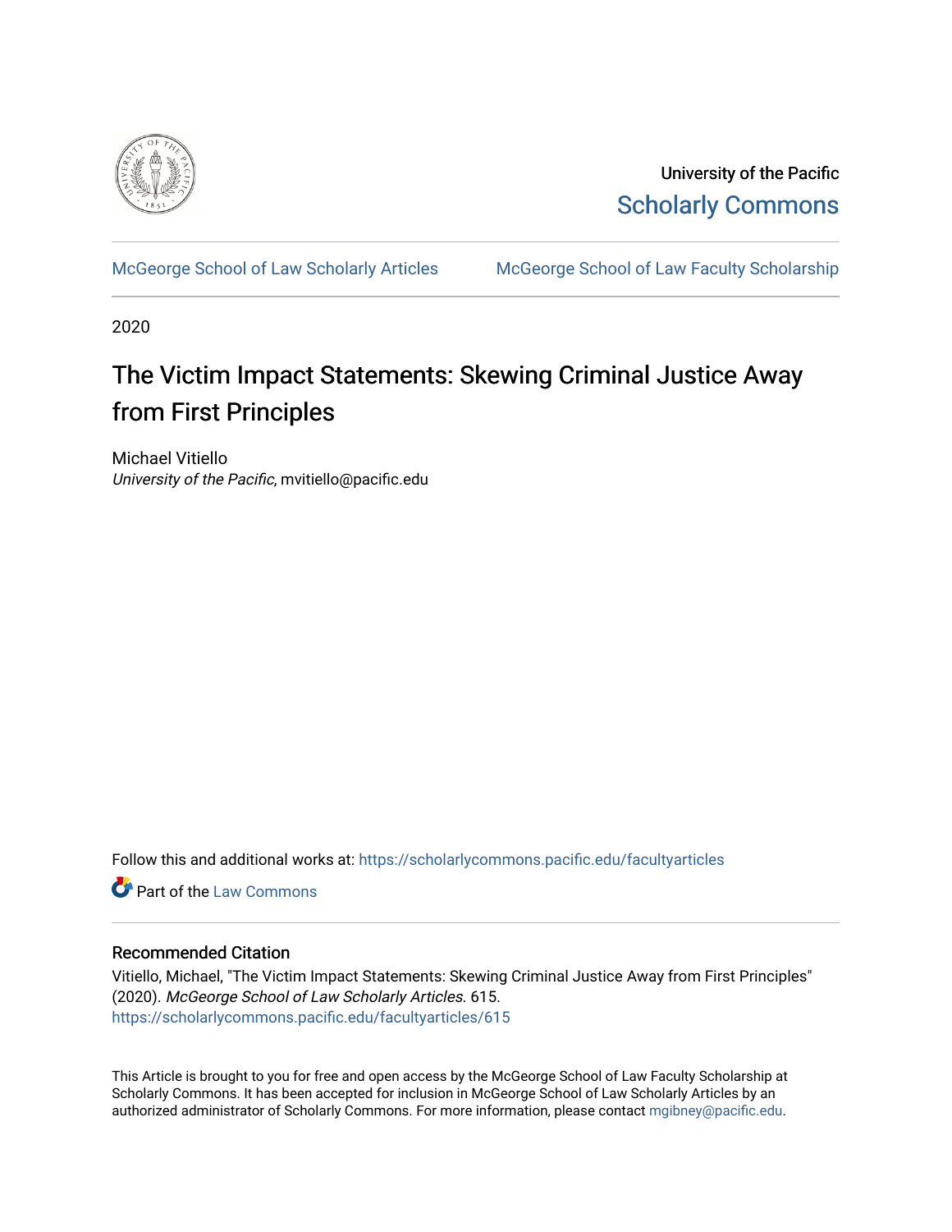University of the Pacific

Scholarly Commons

McGeorge School of Law Scholarly Articles McGeorge School of Law Faculty Scholarship

2020

# The Victim Impact Statements: Skewing Criminal Justice Away from First Principles

Michael Vitiello

*University of the Pacific*, mvitiello@pacific.edu

Follow this and additional works at: https://scholarlycommons.pacific.edu/facultyarticles

Part of the Law Commons

## Recommended Citation

Vitiello, Michael, "The Victim Impact Statements: Skewing Criminal Justice Away from First Principles" (2020). *McGeorge School of Law Scholarly Articles*. 615.
https://scholarlycommons.pacific.edu/facultyarticles/615

This Article is brought to you for free and open access by the McGeorge School of Law Faculty Scholarship at Scholarly Commons. It has been accepted for inclusion in McGeorge School of Law Scholarly Articles by an authorized administrator of Scholarly Commons. For more information, please contact mgibney@pacific.edu.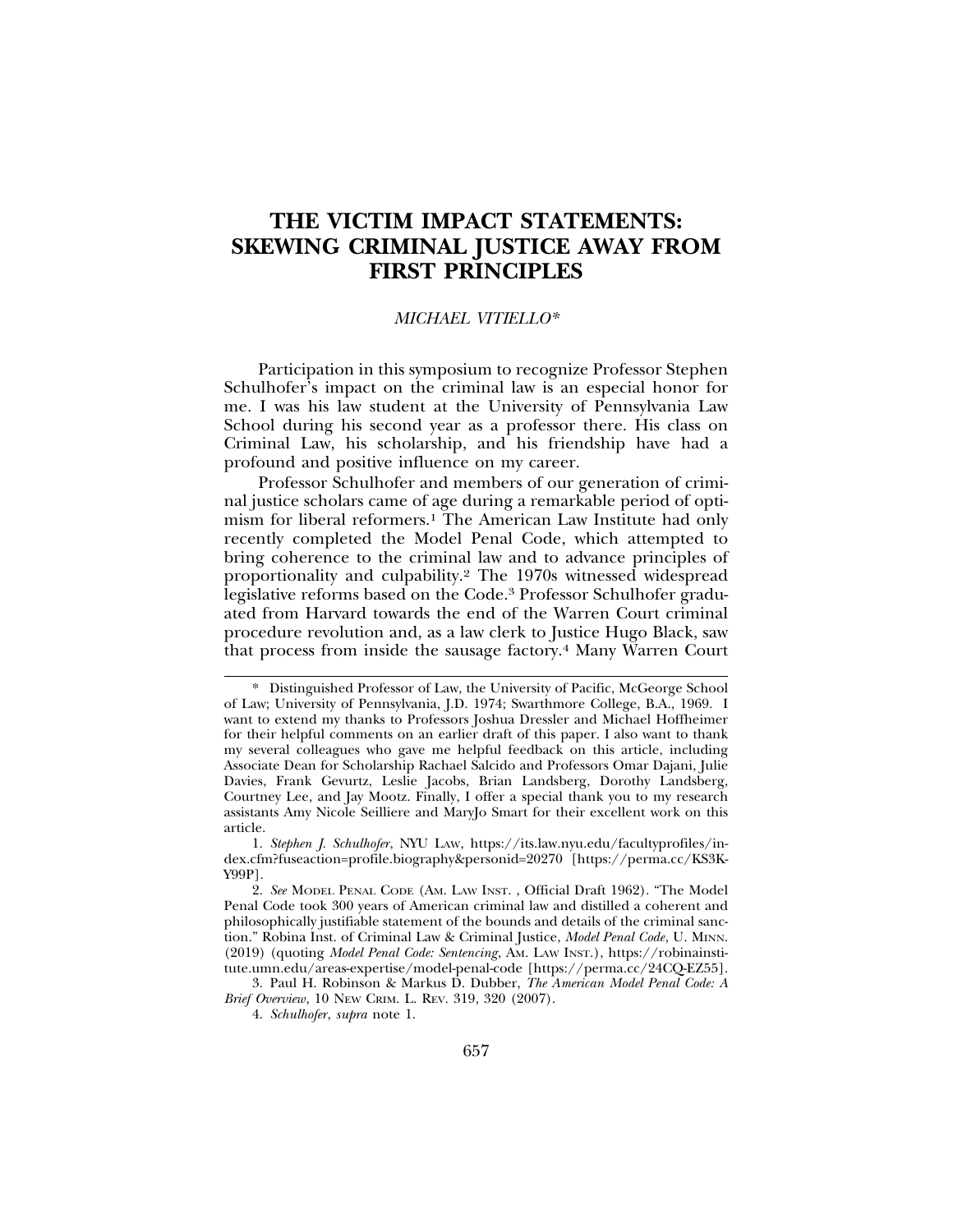# THE VICTIM IMPACT STATEMENTS: SKEWING CRIMINAL JUSTICE AWAY FROM FIRST PRINCIPLES

*MICHAEL VITIELLO\**

Participation in this symposium to recognize Professor Stephen Schulhofer's impact on the criminal law is an especial honor for me. I was his law student at the University of Pennsylvania Law School during his second year as a professor there. His class on Criminal Law, his scholarship, and his friendship have had a profound and positive influence on my career.

Professor Schulhofer and members of our generation of criminal justice scholars came of age during a remarkable period of optimism for liberal reformers.[1] The American Law Institute had only recently completed the Model Penal Code, which attempted to bring coherence to the criminal law and to advance principles of proportionality and culpability.[2] The 1970s witnessed widespread legislative reforms based on the Code.[3] Professor Schulhofer graduated from Harvard towards the end of the Warren Court criminal procedure revolution and, as a law clerk to Justice Hugo Black, saw that process from inside the sausage factory.[4] Many Warren Court

---

\* Distinguished Professor of Law, the University of Pacific, McGeorge School of Law; University of Pennsylvania, J.D. 1974; Swarthmore College, B.A., 1969. I want to extend my thanks to Professors Joshua Dressler and Michael Hoffheimer for their helpful comments on an earlier draft of this paper. I also want to thank my several colleagues who gave me helpful feedback on this article, including Associate Dean for Scholarship Rachael Salcido and Professors Omar Dajani, Julie Davies, Frank Gevurtz, Leslie Jacobs, Brian Landsberg, Dorothy Landsberg, Courtney Lee, and Jay Mootz. Finally, I offer a special thank you to my research assistants Amy Nicole Seilliere and MaryJo Smart for their excellent work on this article.

1. *Stephen J. Schulhofer*, NYU LAW, https://its.law.nyu.edu/facultyprofiles/index.cfm?fuseaction=profile.biography&personid=20270 [https://perma.cc/KS3K-Y99P].

2. *See* MODEL PENAL CODE (AM. LAW INST. , Official Draft 1962). "The Model Penal Code took 300 years of American criminal law and distilled a coherent and philosophically justifiable statement of the bounds and details of the criminal sanction." Robina Inst. of Criminal Law & Criminal Justice, *Model Penal Code*, U. MINN. (2019) (quoting *Model Penal Code: Sentencing*, AM. LAW INST.), https://robinainstitute.umn.edu/areas-expertise/model-penal-code [https://perma.cc/24CQ-EZ55].

3. Paul H. Robinson & Markus D. Dubber, *The American Model Penal Code: A Brief Overview*, 10 NEW CRIM. L. REV. 319, 320 (2007).

4. *Schulhofer*, *supra* note 1.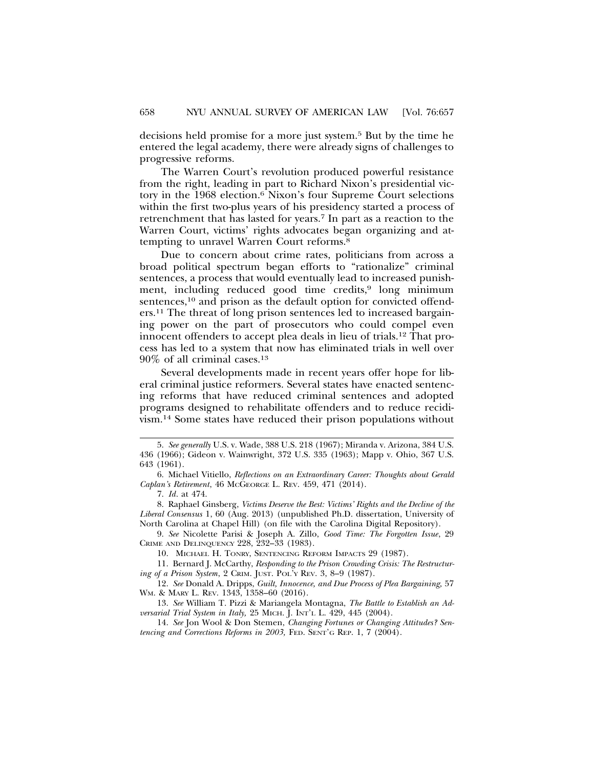decisions held promise for a more just system.[5] But by the time he entered the legal academy, there were already signs of challenges to progressive reforms.

The Warren Court's revolution produced powerful resistance from the right, leading in part to Richard Nixon's presidential victory in the 1968 election.[6] Nixon's four Supreme Court selections within the first two-plus years of his presidency started a process of retrenchment that has lasted for years.[7] In part as a reaction to the Warren Court, victims' rights advocates began organizing and attempting to unravel Warren Court reforms.[8]

Due to concern about crime rates, politicians from across a broad political spectrum began efforts to "rationalize" criminal sentences, a process that would eventually lead to increased punishment, including reduced good time credits,[9] long minimum sentences,[10] and prison as the default option for convicted offenders.[11] The threat of long prison sentences led to increased bargaining power on the part of prosecutors who could compel even innocent offenders to accept plea deals in lieu of trials.[12] That process has led to a system that now has eliminated trials in well over 90% of all criminal cases.[13]

Several developments made in recent years offer hope for liberal criminal justice reformers. Several states have enacted sentencing reforms that have reduced criminal sentences and adopted programs designed to rehabilitate offenders and to reduce recidivism.[14] Some states have reduced their prison populations without

---

5. *See generally* U.S. v. Wade, 388 U.S. 218 (1967); Miranda v. Arizona, 384 U.S. 436 (1966); Gideon v. Wainwright, 372 U.S. 335 (1963); Mapp v. Ohio, 367 U.S. 643 (1961).

6. Michael Vitiello, *Reflections on an Extraordinary Career: Thoughts about Gerald Caplan's Retirement*, 46 McGeorge L. Rev. 459, 471 (2014).

7. *Id.* at 474.

8. Raphael Ginsberg, *Victims Deserve the Best: Victims' Rights and the Decline of the Liberal Consensus* 1, 60 (Aug. 2013) (unpublished Ph.D. dissertation, University of North Carolina at Chapel Hill) (on file with the Carolina Digital Repository).

9. *See* Nicolette Parisi & Joseph A. Zillo, *Good Time: The Forgotten Issue*, 29 Crime and Delinquency 228, 232–33 (1983).

10. Michael H. Tonry, Sentencing Reform Impacts 29 (1987).

11. Bernard J. McCarthy, *Responding to the Prison Crowding Crisis: The Restructuring of a Prison System*, 2 Crim. Just. Pol'y Rev. 3, 8–9 (1987).

12. *See* Donald A. Dripps, *Guilt, Innocence, and Due Process of Plea Bargaining*, 57 Wm. & Mary L. Rev. 1343, 1358–60 (2016).

13. *See* William T. Pizzi & Mariangela Montagna, *The Battle to Establish an Adversarial Trial System in Italy,* 25 Mich. J. Int'l L. 429, 445 (2004).

14. *See* Jon Wool & Don Stemen, *Changing Fortunes or Changing Attitudes? Sentencing and Corrections Reforms in 2003,* Fed. Sent'g Rep. 1, 7 (2004).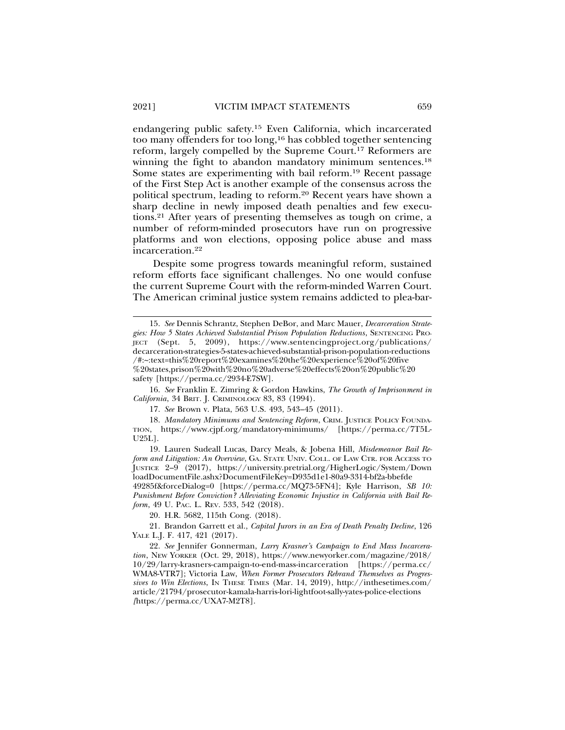endangering public safety.[15] Even California, which incarcerated too many offenders for too long,[16] has cobbled together sentencing reform, largely compelled by the Supreme Court.[17] Reformers are winning the fight to abandon mandatory minimum sentences.[18] Some states are experimenting with bail reform.[19] Recent passage of the First Step Act is another example of the consensus across the political spectrum, leading to reform.[20] Recent years have shown a sharp decline in newly imposed death penalties and few executions.[21] After years of presenting themselves as tough on crime, a number of reform-minded prosecutors have run on progressive platforms and won elections, opposing police abuse and mass incarceration.[22]

Despite some progress towards meaningful reform, sustained reform efforts face significant challenges. No one would confuse the current Supreme Court with the reform-minded Warren Court. The American criminal justice system remains addicted to plea-bar-

---

15. *See* Dennis Schrantz, Stephen DeBor, and Marc Mauer, *Decarceration Strategies: How 5 States Achieved Substantial Prison Population Reductions*, SENTENCING PROJECT (Sept. 5, 2009), https://www.sentencingproject.org/publications/decarceration-strategies-5-states-achieved-substantial-prison-population-reductions/#:~:text=this%20report%20examines%20the%20experience%20of%20five%20states,prison%20with%20no%20adverse%20effects%20on%20public%20safety [https://perma.cc/2934-E7SW].

16. *See* Franklin E. Zimring & Gordon Hawkins, *The Growth of Imprisonment in California*, 34 BRIT. J. CRIMINOLOGY 83, 83 (1994).

17. *See* Brown v. Plata, 563 U.S. 493, 543–45 (2011).

18. *Mandatory Minimums and Sentencing Reform*, CRIM. JUSTICE POLICY FOUNDATION, https://www.cjpf.org/mandatory-minimums/ [https://perma.cc/7T5L-U25L].

19. Lauren Sudeall Lucas, Darcy Meals, & Jobena Hill, *Misdemeanor Bail Reform and Litigation: An Overview*, GA. STATE UNIV. COLL. OF LAW CTR. FOR ACCESS TO JUSTICE 2–9 (2017), https://university.pretrial.org/HigherLogic/System/DownloadDocumentFile.ashx?DocumentFileKey=D935d1e1-80a9-3314-bf2a-bbefde49285f&forceDialog=0 [https://perma.cc/MQ73-5FN4]; Kyle Harrison, *SB 10: Punishment Before Conviction? Alleviating Economic Injustice in California with Bail Reform*, 49 U. PAC. L. REV. 533, 542 (2018).

20. H.R. 5682, 115th Cong. (2018).

21. Brandon Garrett et al., *Capital Jurors in an Era of Death Penalty Decline*, 126 YALE L.J. F. 417, 421 (2017).

22. *See* Jennifer Gonnerman, *Larry Krasner's Campaign to End Mass Incarceration*, NEW YORKER (Oct. 29, 2018), https://www.newyorker.com/magazine/2018/10/29/larry-krasners-campaign-to-end-mass-incarceration [https://perma.cc/WMA8-VTR7]; Victoria Law, *When Former Prosecutors Rebrand Themselves as Progressives to Win Elections*, IN THESE TIMES (Mar. 14, 2019), http://inthesetimes.com/article/21794/prosecutor-kamala-harris-lori-lightfoot-sally-yates-police-elections [https://perma.cc/UXA7-M2T8].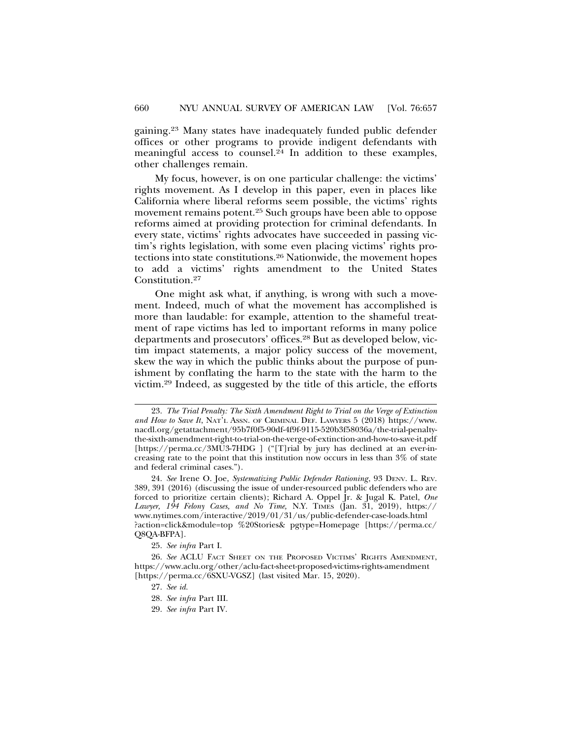gaining.[23] Many states have inadequately funded public defender offices or other programs to provide indigent defendants with meaningful access to counsel.[24] In addition to these examples, other challenges remain.

My focus, however, is on one particular challenge: the victims' rights movement. As I develop in this paper, even in places like California where liberal reforms seem possible, the victims' rights movement remains potent.[25] Such groups have been able to oppose reforms aimed at providing protection for criminal defendants. In every state, victims' rights advocates have succeeded in passing victim's rights legislation, with some even placing victims' rights protections into state constitutions.[26] Nationwide, the movement hopes to add a victims' rights amendment to the United States Constitution.[27]

One might ask what, if anything, is wrong with such a movement. Indeed, much of what the movement has accomplished is more than laudable: for example, attention to the shameful treatment of rape victims has led to important reforms in many police departments and prosecutors' offices.[28] But as developed below, victim impact statements, a major policy success of the movement, skew the way in which the public thinks about the purpose of punishment by conflating the harm to the state with the harm to the victim.[29] Indeed, as suggested by the title of this article, the efforts

---

23. *The Trial Penalty: The Sixth Amendment Right to Trial on the Verge of Extinction and How to Save It*, NAT'L ASSN. OF CRIMINAL DEF. LAWYERS 5 (2018) https://www.nacdl.org/getattachment/95b7f0f5-90df-4f9f-9115-520b3f58036a/the-trial-penalty-the-sixth-amendment-right-to-trial-on-the-verge-of-extinction-and-how-to-save-it.pdf [https://perma.cc/3MU3-7HDG ] ("[T]rial by jury has declined at an ever-increasing rate to the point that this institution now occurs in less than 3% of state and federal criminal cases.").

24. *See* Irene O. Joe, *Systematizing Public Defender Rationing*, 93 DENV. L. REV. 389, 391 (2016) (discussing the issue of under-resourced public defenders who are forced to prioritize certain clients); Richard A. Oppel Jr. & Jugal K. Patel, *One Lawyer, 194 Felony Cases, and No Time,* N.Y. TIMES (Jan. 31, 2019), https://www.nytimes.com/interactive/2019/01/31/us/public-defender-case-loads.html ?action=click&module=top %20Stories& pgtype=Homepage [https://perma.cc/Q8QA-BFPA].

25. *See infra* Part I.

26. *See* ACLU FACT SHEET ON THE PROPOSED VICTIMS' RIGHTS AMENDMENT, https://www.aclu.org/other/aclu-fact-sheet-proposed-victims-rights-amendment [https://perma.cc/6SXU-VGSZ] (last visited Mar. 15, 2020).

27. *See id.*

28. *See infra* Part III.

29. *See infra* Part IV.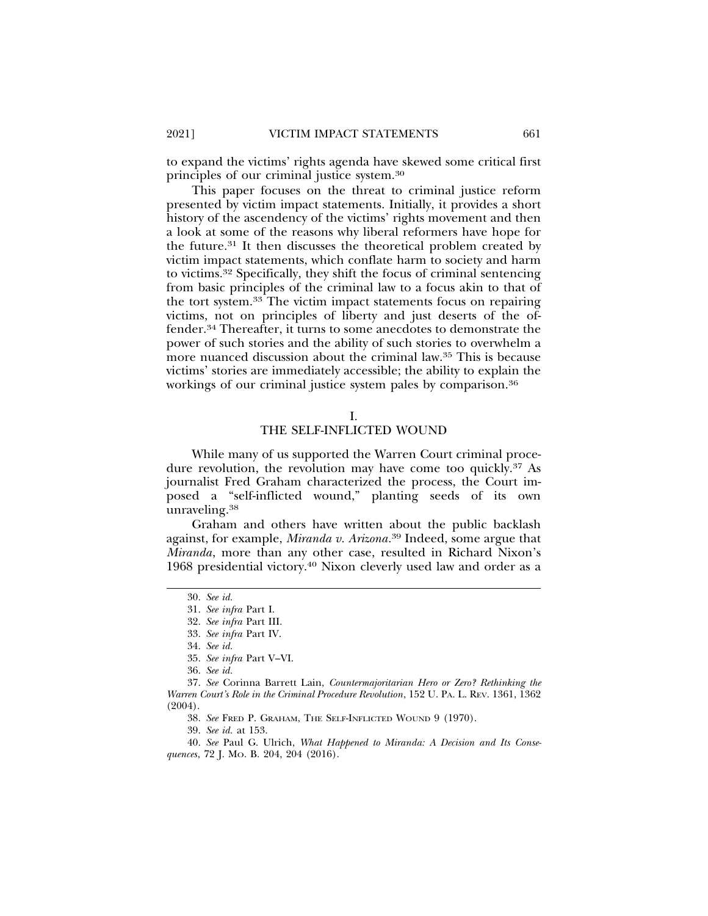to expand the victims' rights agenda have skewed some critical first principles of our criminal justice system.[30]

This paper focuses on the threat to criminal justice reform presented by victim impact statements. Initially, it provides a short history of the ascendency of the victims' rights movement and then a look at some of the reasons why liberal reformers have hope for the future.[31] It then discusses the theoretical problem created by victim impact statements, which conflate harm to society and harm to victims.[32] Specifically, they shift the focus of criminal sentencing from basic principles of the criminal law to a focus akin to that of the tort system.[33] The victim impact statements focus on repairing victims, not on principles of liberty and just deserts of the offender.[34] Thereafter, it turns to some anecdotes to demonstrate the power of such stories and the ability of such stories to overwhelm a more nuanced discussion about the criminal law.[35] This is because victims' stories are immediately accessible; the ability to explain the workings of our criminal justice system pales by comparison.[36]

## I. THE SELF-INFLICTED WOUND

While many of us supported the Warren Court criminal procedure revolution, the revolution may have come too quickly.[37] As journalist Fred Graham characterized the process, the Court imposed a "self-inflicted wound," planting seeds of its own unraveling.[38]

Graham and others have written about the public backlash against, for example, *Miranda v. Arizona*.[39] Indeed, some argue that *Miranda*, more than any other case, resulted in Richard Nixon's 1968 presidential victory.[40] Nixon cleverly used law and order as a

---

30. *See id.*

31. *See infra* Part I.

32. *See infra* Part III.

33. *See infra* Part IV.

34. *See id.*

35. *See infra* Part V–VI.

36. *See id.*

37. *See* Corinna Barrett Lain, *Countermajoritarian Hero or Zero? Rethinking the Warren Court's Role in the Criminal Procedure Revolution*, 152 U. PA. L. REV. 1361, 1362 (2004).

38. *See* FRED P. GRAHAM, THE SELF-INFLICTED WOUND 9 (1970).

39. *See id.* at 153.

40. *See* Paul G. Ulrich, *What Happened to Miranda: A Decision and Its Consequences*, 72 J. MO. B. 204, 204 (2016).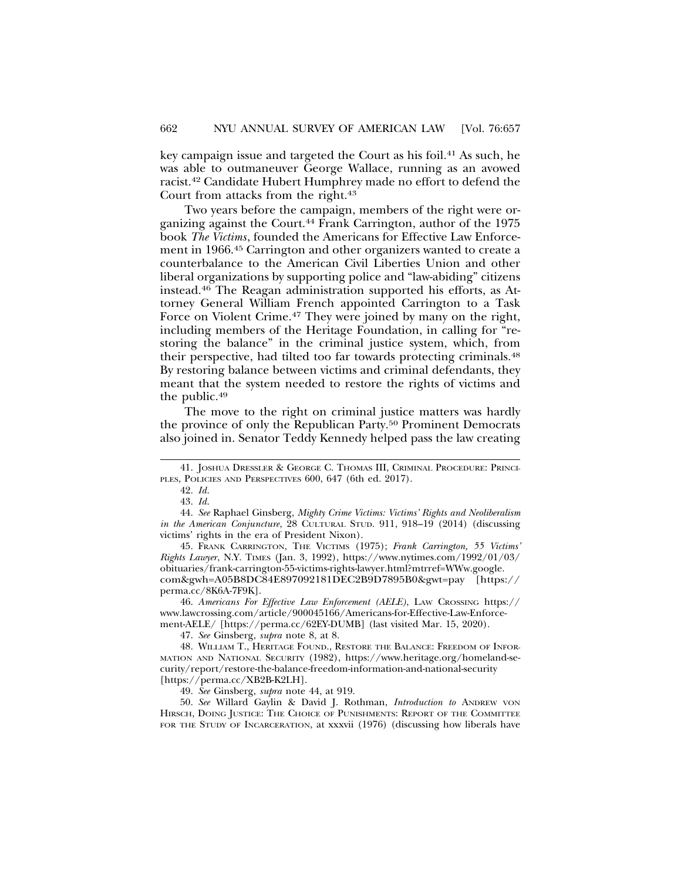key campaign issue and targeted the Court as his foil.[41] As such, he was able to outmaneuver George Wallace, running as an avowed racist.[42] Candidate Hubert Humphrey made no effort to defend the Court from attacks from the right.[43]

Two years before the campaign, members of the right were organizing against the Court.[44] Frank Carrington, author of the 1975 book *The Victims*, founded the Americans for Effective Law Enforcement in 1966.[45] Carrington and other organizers wanted to create a counterbalance to the American Civil Liberties Union and other liberal organizations by supporting police and "law-abiding" citizens instead.[46] The Reagan administration supported his efforts, as Attorney General William French appointed Carrington to a Task Force on Violent Crime.[47] They were joined by many on the right, including members of the Heritage Foundation, in calling for "restoring the balance" in the criminal justice system, which, from their perspective, had tilted too far towards protecting criminals.[48] By restoring balance between victims and criminal defendants, they meant that the system needed to restore the rights of victims and the public.[49]

The move to the right on criminal justice matters was hardly the province of only the Republican Party.[50] Prominent Democrats also joined in. Senator Teddy Kennedy helped pass the law creating

---

41. JOSHUA DRESSLER & GEORGE C. THOMAS III, CRIMINAL PROCEDURE: PRINCIPLES, POLICIES AND PERSPECTIVES 600, 647 (6th ed. 2017).

42. *Id.*

43. *Id.*

44. *See* Raphael Ginsberg, *Mighty Crime Victims: Victims' Rights and Neoliberalism in the American Conjuncture*, 28 CULTURAL STUD. 911, 918–19 (2014) (discussing victims' rights in the era of President Nixon).

45. FRANK CARRINGTON, THE VICTIMS (1975); *Frank Carrington, 55 Victims' Rights Lawyer*, N.Y. TIMES (Jan. 3, 1992), https://www.nytimes.com/1992/01/03/obituaries/frank-carrington-55-victims-rights-lawyer.html?mtrref=WWw.google.com&gwh=A05B8DC84E897092181DEC2B9D7895B0&gwt=pay [https://perma.cc/8K6A-7F9K].

46. *Americans For Effective Law Enforcement (AELE)*, LAW CROSSING https://www.lawcrossing.com/article/900045166/Americans-for-Effective-Law-Enforcement-AELE/ [https://perma.cc/62EY-DUMB] (last visited Mar. 15, 2020).

47. *See* Ginsberg, *supra* note 8, at 8.

48. WILLIAM T., HERITAGE FOUND., RESTORE THE BALANCE: FREEDOM OF INFORMATION AND NATIONAL SECURITY (1982), https://www.heritage.org/homeland-security/report/restore-the-balance-freedom-information-and-national-security [https://perma.cc/XB2B-K2LH].

49. *See* Ginsberg, *supra* note 44, at 919.

50. *See* Willard Gaylin & David J. Rothman, *Introduction to* ANDREW VON HIRSCH, DOING JUSTICE: THE CHOICE OF PUNISHMENTS: REPORT OF THE COMMITTEE FOR THE STUDY OF INCARCERATION, at xxxvii (1976) (discussing how liberals have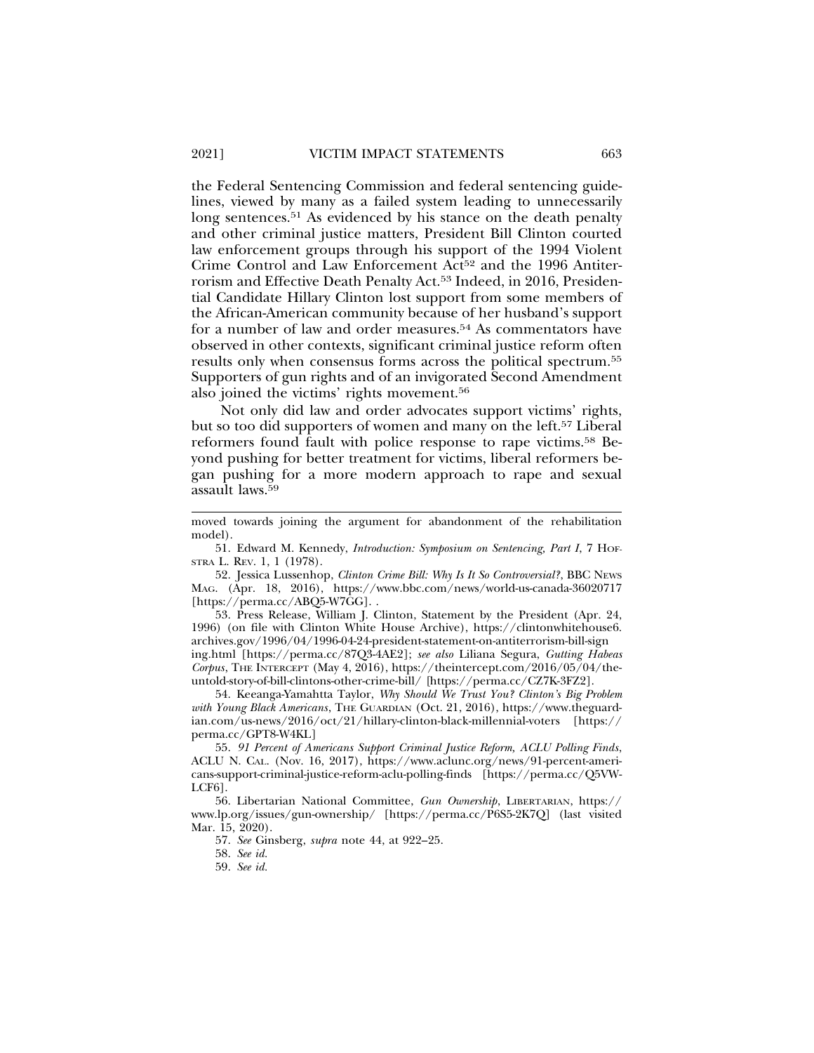the Federal Sentencing Commission and federal sentencing guidelines, viewed by many as a failed system leading to unnecessarily long sentences.[51] As evidenced by his stance on the death penalty and other criminal justice matters, President Bill Clinton courted law enforcement groups through his support of the 1994 Violent Crime Control and Law Enforcement Act[52] and the 1996 Antiterrorism and Effective Death Penalty Act.[53] Indeed, in 2016, Presidential Candidate Hillary Clinton lost support from some members of the African-American community because of her husband's support for a number of law and order measures.[54] As commentators have observed in other contexts, significant criminal justice reform often results only when consensus forms across the political spectrum.[55] Supporters of gun rights and of an invigorated Second Amendment also joined the victims' rights movement.[56]

Not only did law and order advocates support victims' rights, but so too did supporters of women and many on the left.[57] Liberal reformers found fault with police response to rape victims.[58] Beyond pushing for better treatment for victims, liberal reformers began pushing for a more modern approach to rape and sexual assault laws.[59]

---

moved towards joining the argument for abandonment of the rehabilitation model).

51. Edward M. Kennedy, *Introduction: Symposium on Sentencing, Part I*, 7 HOFSTRA L. REV. 1, 1 (1978).

52. Jessica Lussenhop, *Clinton Crime Bill: Why Is It So Controversial?*, BBC NEWS MAG. (Apr. 18, 2016), https://www.bbc.com/news/world-us-canada-36020717 [https://perma.cc/ABQ5-W7GG]. .

53. Press Release, William J. Clinton, Statement by the President (Apr. 24, 1996) (on file with Clinton White House Archive), https://clintonwhitehouse6.archives.gov/1996/04/1996-04-24-president-statement-on-antiterrorism-bill-signing.html [https://perma.cc/87Q3-4AE2]; *see also* Liliana Segura, *Gutting Habeas Corpus*, THE INTERCEPT (May 4, 2016), https://theintercept.com/2016/05/04/the-untold-story-of-bill-clintons-other-crime-bill/ [https://perma.cc/CZ7K-3FZ2].

54. Keeanga-Yamahtta Taylor, *Why Should We Trust You? Clinton's Big Problem with Young Black Americans*, THE GUARDIAN (Oct. 21, 2016), https://www.theguardian.com/us-news/2016/oct/21/hillary-clinton-black-millennial-voters [https://perma.cc/GPT8-W4KL]

55. *91 Percent of Americans Support Criminal Justice Reform, ACLU Polling Finds*, ACLU N. CAL. (Nov. 16, 2017), https://www.aclunc.org/news/91-percent-americans-support-criminal-justice-reform-aclu-polling-finds [https://perma.cc/Q5VW-LCF6].

56. Libertarian National Committee, *Gun Ownership*, LIBERTARIAN, https://www.lp.org/issues/gun-ownership/ [https://perma.cc/P6S5-2K7Q] (last visited Mar. 15, 2020).

57. *See* Ginsberg, *supra* note 44, at 922–25.

58. *See id.*

59. *See id.*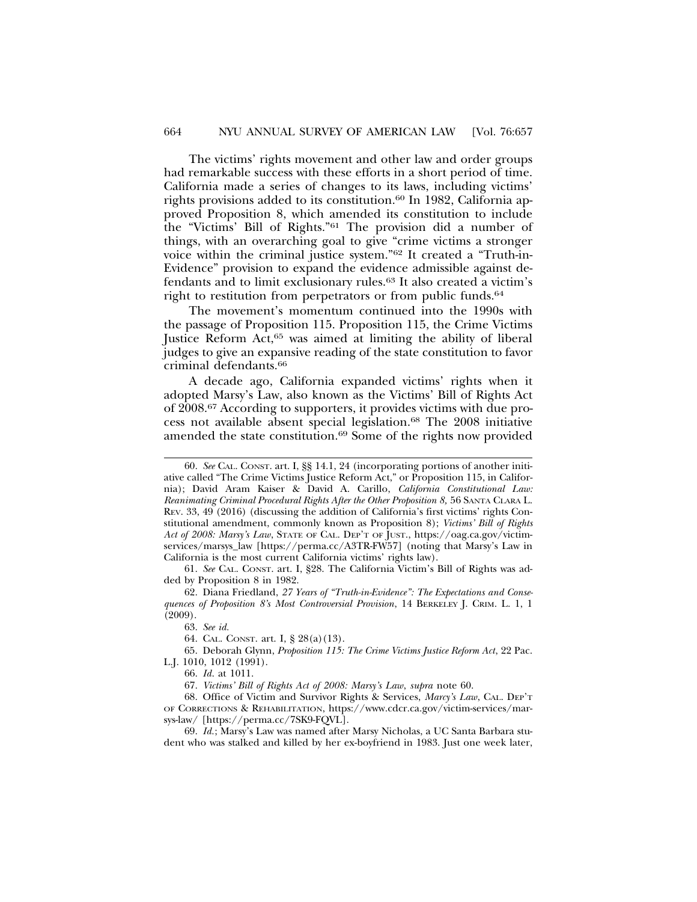The victims' rights movement and other law and order groups had remarkable success with these efforts in a short period of time. California made a series of changes to its laws, including victims' rights provisions added to its constitution.[60] In 1982, California approved Proposition 8, which amended its constitution to include the "Victims' Bill of Rights."[61] The provision did a number of things, with an overarching goal to give "crime victims a stronger voice within the criminal justice system."[62] It created a "Truth-in-Evidence" provision to expand the evidence admissible against defendants and to limit exclusionary rules.[63] It also created a victim's right to restitution from perpetrators or from public funds.[64]

The movement's momentum continued into the 1990s with the passage of Proposition 115. Proposition 115, the Crime Victims Justice Reform Act,[65] was aimed at limiting the ability of liberal judges to give an expansive reading of the state constitution to favor criminal defendants.[66]

A decade ago, California expanded victims' rights when it adopted Marsy's Law, also known as the Victims' Bill of Rights Act of 2008.[67] According to supporters, it provides victims with due process not available absent special legislation.[68] The 2008 initiative amended the state constitution.[69] Some of the rights now provided

---

60. *See* CAL. CONST. art. I, §§ 14.1, 24 (incorporating portions of another initiative called "The Crime Victims Justice Reform Act," or Proposition 115, in California); David Aram Kaiser & David A. Carillo, *California Constitutional Law: Reanimating Criminal Procedural Rights After the Other Proposition 8*, 56 SANTA CLARA L. REV. 33, 49 (2016) (discussing the addition of California's first victims' rights Constitutional amendment, commonly known as Proposition 8); *Victims' Bill of Rights Act of 2008: Marsy's Law*, STATE OF CAL. DEP'T OF JUST., https://oag.ca.gov/victimservices/marsys_law [https://perma.cc/A3TR-FW57] (noting that Marsy's Law in California is the most current California victims' rights law).

61. *See* CAL. CONST. art. I, §28. The California Victim's Bill of Rights was added by Proposition 8 in 1982.

62. Diana Friedland, *27 Years of "Truth-in-Evidence": The Expectations and Consequences of Proposition 8's Most Controversial Provision*, 14 BERKELEY J. CRIM. L. 1, 1 (2009).

63. *See id.*

64. CAL. CONST. art. I, § 28(a)(13).

65. Deborah Glynn, *Proposition 115: The Crime Victims Justice Reform Act*, 22 Pac. L.J. 1010, 1012 (1991).

66. *Id.* at 1011.

67. *Victims' Bill of Rights Act of 2008: Marsy's Law*, *supra* note 60.

68. Office of Victim and Survivor Rights & Services, *Marcy's Law*, CAL. DEP'T OF CORRECTIONS & REHABILITATION, https://www.cdcr.ca.gov/victim-services/marsys-law/ [https://perma.cc/7SK9-FQVL].

69. *Id.*; Marsy's Law was named after Marsy Nicholas, a UC Santa Barbara student who was stalked and killed by her ex-boyfriend in 1983. Just one week later,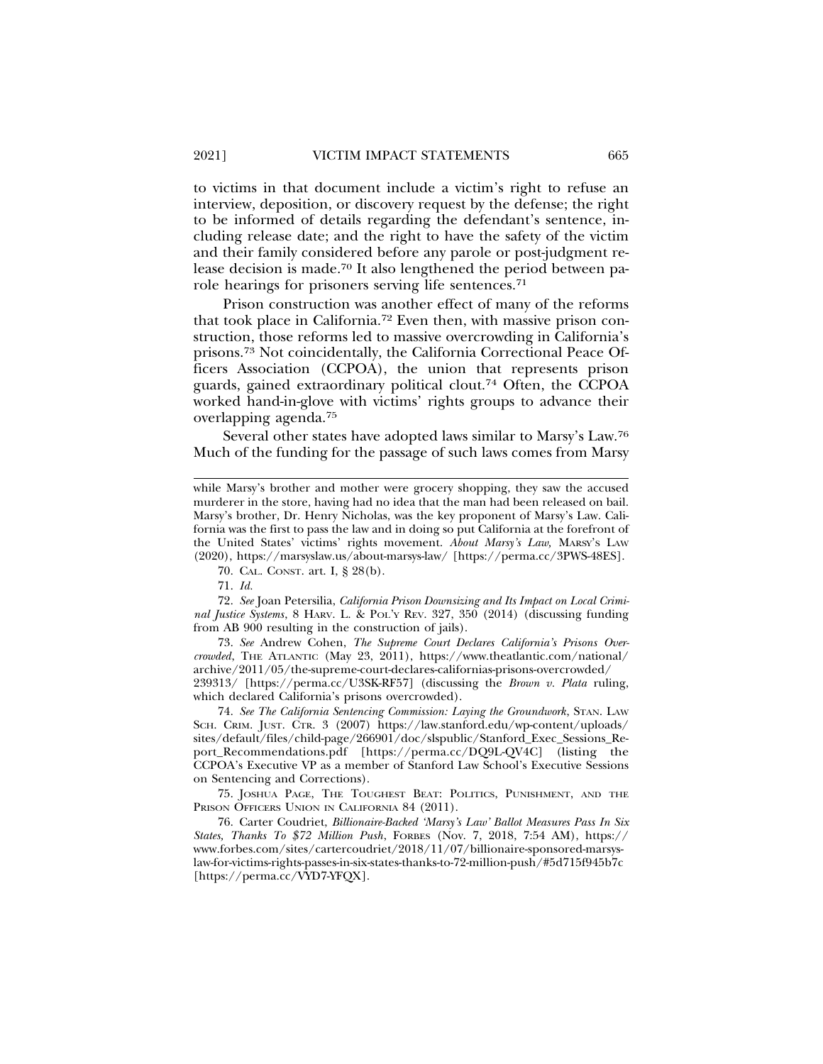to victims in that document include a victim's right to refuse an interview, deposition, or discovery request by the defense; the right to be informed of details regarding the defendant's sentence, including release date; and the right to have the safety of the victim and their family considered before any parole or post-judgment release decision is made.[70] It also lengthened the period between parole hearings for prisoners serving life sentences.[71]

Prison construction was another effect of many of the reforms that took place in California.[72] Even then, with massive prison construction, those reforms led to massive overcrowding in California's prisons.[73] Not coincidentally, the California Correctional Peace Officers Association (CCPOA), the union that represents prison guards, gained extraordinary political clout.[74] Often, the CCPOA worked hand-in-glove with victims' rights groups to advance their overlapping agenda.[75]

Several other states have adopted laws similar to Marsy's Law.[76] Much of the funding for the passage of such laws comes from Marsy

---

while Marsy's brother and mother were grocery shopping, they saw the accused murderer in the store, having had no idea that the man had been released on bail. Marsy's brother, Dr. Henry Nicholas, was the key proponent of Marsy's Law. California was the first to pass the law and in doing so put California at the forefront of the United States' victims' rights movement. *About Marsy's Law,* MARSY'S LAW (2020), https://marsyslaw.us/about-marsys-law/ [https://perma.cc/3PWS-48ES].

70. CAL. CONST. art. I, § 28(b).

71. *Id.*

72. *See* Joan Petersilia, *California Prison Downsizing and Its Impact on Local Criminal Justice Systems*, 8 HARV. L. & POL'Y REV. 327, 350 (2014) (discussing funding from AB 900 resulting in the construction of jails).

73. *See* Andrew Cohen, *The Supreme Court Declares California's Prisons Overcrowded*, THE ATLANTIC (May 23, 2011), https://www.theatlantic.com/national/archive/2011/05/the-supreme-court-declares-californias-prisons-overcrowded/239313/ [https://perma.cc/U3SK-RF57] (discussing the *Brown v. Plata* ruling, which declared California's prisons overcrowded).

74. *See The California Sentencing Commission: Laying the Groundwork*, STAN. LAW SCH. CRIM. JUST. CTR. 3 (2007) https://law.stanford.edu/wp-content/uploads/sites/default/files/child-page/266901/doc/slspublic/Stanford_Exec_Sessions_Report_Recommendations.pdf [https://perma.cc/DQ9L-QV4C] (listing the CCPOA's Executive VP as a member of Stanford Law School's Executive Sessions on Sentencing and Corrections).

75. JOSHUA PAGE, THE TOUGHEST BEAT: POLITICS, PUNISHMENT, AND THE PRISON OFFICERS UNION IN CALIFORNIA 84 (2011).

76. Carter Coudriet, *Billionaire-Backed 'Marsy's Law' Ballot Measures Pass In Six States, Thanks To $72 Million Push*, FORBES (Nov. 7, 2018, 7:54 AM), https://www.forbes.com/sites/cartercoudriet/2018/11/07/billionaire-sponsored-marsys-law-for-victims-rights-passes-in-six-states-thanks-to-72-million-push/#5d715f945b7c [https://perma.cc/VYD7-YFQX].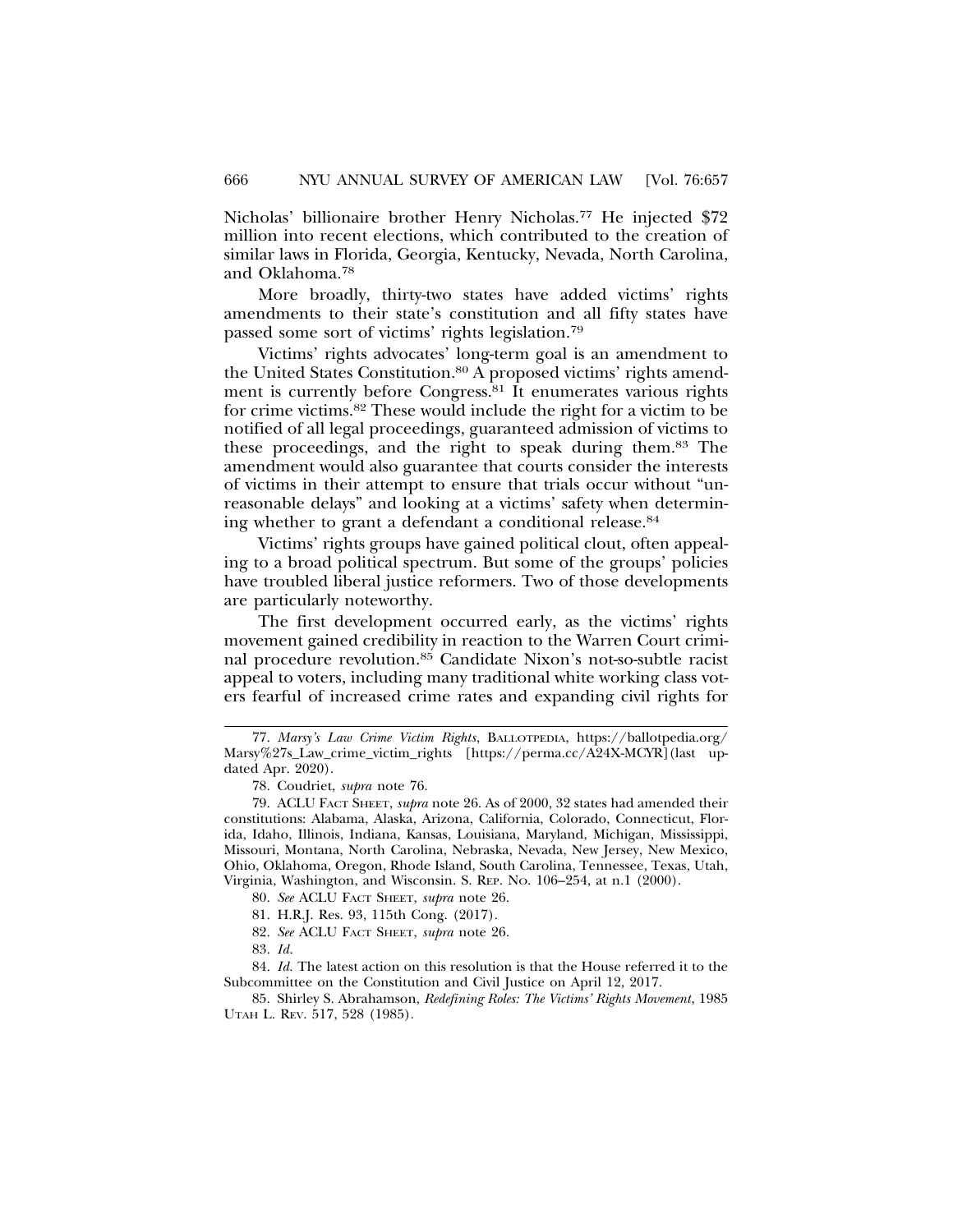Nicholas' billionaire brother Henry Nicholas.[77] He injected $72 million into recent elections, which contributed to the creation of similar laws in Florida, Georgia, Kentucky, Nevada, North Carolina, and Oklahoma.[78]

More broadly, thirty-two states have added victims' rights amendments to their state's constitution and all fifty states have passed some sort of victims' rights legislation.[79]

Victims' rights advocates' long-term goal is an amendment to the United States Constitution.[80] A proposed victims' rights amendment is currently before Congress.[81] It enumerates various rights for crime victims.[82] These would include the right for a victim to be notified of all legal proceedings, guaranteed admission of victims to these proceedings, and the right to speak during them.[83] The amendment would also guarantee that courts consider the interests of victims in their attempt to ensure that trials occur without "unreasonable delays" and looking at a victims' safety when determining whether to grant a defendant a conditional release.[84]

Victims' rights groups have gained political clout, often appealing to a broad political spectrum. But some of the groups' policies have troubled liberal justice reformers. Two of those developments are particularly noteworthy.

The first development occurred early, as the victims' rights movement gained credibility in reaction to the Warren Court criminal procedure revolution.[85] Candidate Nixon's not-so-subtle racist appeal to voters, including many traditional white working class voters fearful of increased crime rates and expanding civil rights for

---

77. *Marsy's Law Crime Victim Rights*, BALLOTPEDIA, https://ballotpedia.org/Marsy%27s_Law_crime_victim_rights [https://perma.cc/A24X-MCYR](last updated Apr. 2020).

78. Coudriet, *supra* note 76.

79. ACLU FACT SHEET, *supra* note 26. As of 2000, 32 states had amended their constitutions: Alabama, Alaska, Arizona, California, Colorado, Connecticut, Florida, Idaho, Illinois, Indiana, Kansas, Louisiana, Maryland, Michigan, Mississippi, Missouri, Montana, North Carolina, Nebraska, Nevada, New Jersey, New Mexico, Ohio, Oklahoma, Oregon, Rhode Island, South Carolina, Tennessee, Texas, Utah, Virginia, Washington, and Wisconsin. S. REP. NO. 106–254, at n.1 (2000).

80. *See* ACLU FACT SHEET, *supra* note 26.

81. H.R.J. Res. 93, 115th Cong. (2017).

82. *See* ACLU FACT SHEET, *supra* note 26.

83. *Id.*

84. *Id.* The latest action on this resolution is that the House referred it to the Subcommittee on the Constitution and Civil Justice on April 12, 2017.

85. Shirley S. Abrahamson, *Redefining Roles: The Victims' Rights Movement*, 1985 UTAH L. REV. 517, 528 (1985).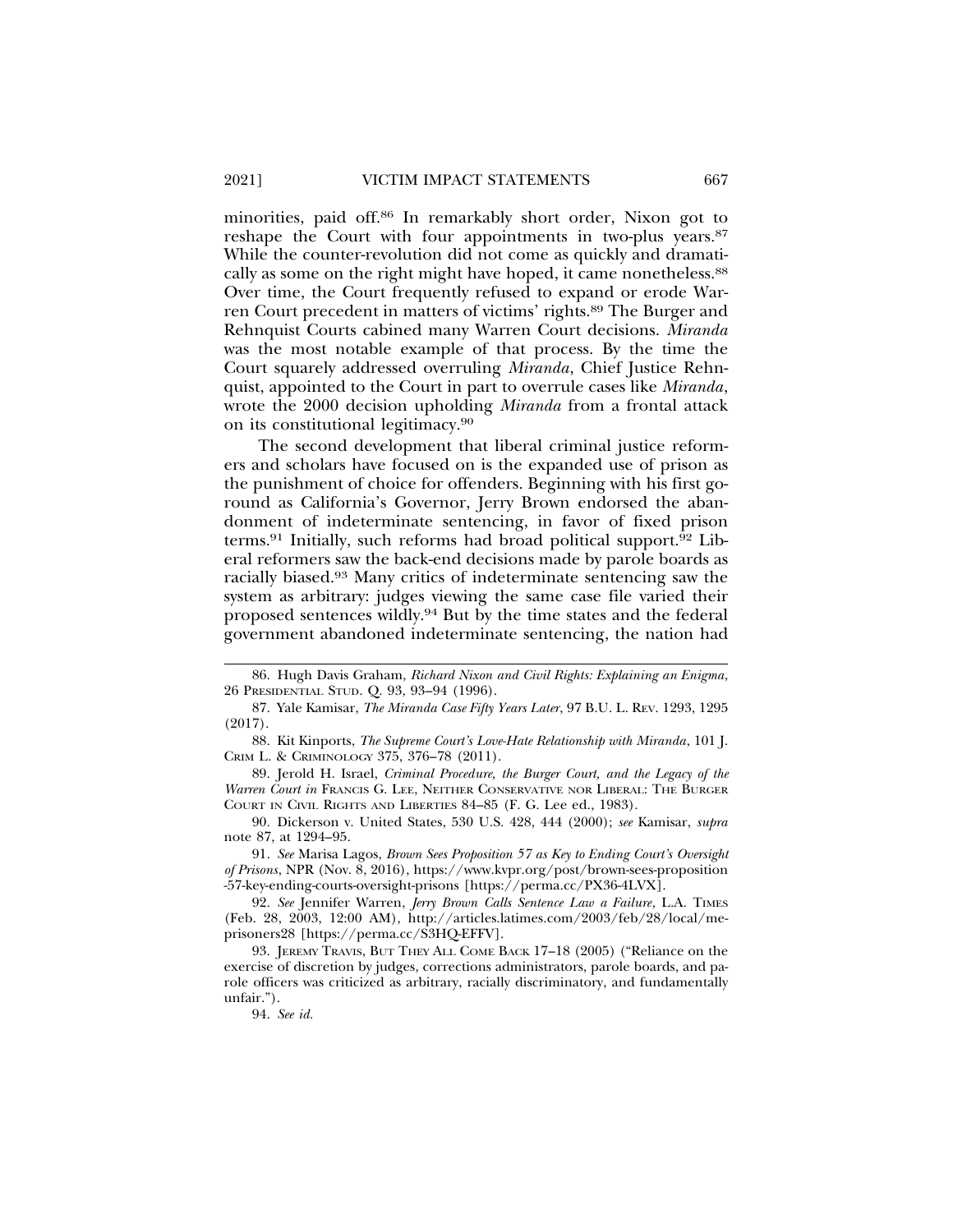minorities, paid off.[86] In remarkably short order, Nixon got to reshape the Court with four appointments in two-plus years.[87] While the counter-revolution did not come as quickly and dramatically as some on the right might have hoped, it came nonetheless.[88] Over time, the Court frequently refused to expand or erode Warren Court precedent in matters of victims' rights.[89] The Burger and Rehnquist Courts cabined many Warren Court decisions. *Miranda* was the most notable example of that process. By the time the Court squarely addressed overruling *Miranda*, Chief Justice Rehnquist, appointed to the Court in part to overrule cases like *Miranda*, wrote the 2000 decision upholding *Miranda* from a frontal attack on its constitutional legitimacy.[90]

The second development that liberal criminal justice reformers and scholars have focused on is the expanded use of prison as the punishment of choice for offenders. Beginning with his first go-round as California's Governor, Jerry Brown endorsed the abandonment of indeterminate sentencing, in favor of fixed prison terms.[91] Initially, such reforms had broad political support.[92] Liberal reformers saw the back-end decisions made by parole boards as racially biased.[93] Many critics of indeterminate sentencing saw the system as arbitrary: judges viewing the same case file varied their proposed sentences wildly.[94] But by the time states and the federal government abandoned indeterminate sentencing, the nation had

---

86. Hugh Davis Graham, *Richard Nixon and Civil Rights: Explaining an Enigma*, 26 PRESIDENTIAL STUD. Q. 93, 93–94 (1996).

87. Yale Kamisar, *The Miranda Case Fifty Years Later*, 97 B.U. L. REV. 1293, 1295 (2017).

88. Kit Kinports, *The Supreme Court's Love-Hate Relationship with Miranda*, 101 J. CRIM L. & CRIMINOLOGY 375, 376–78 (2011).

89. Jerold H. Israel, *Criminal Procedure, the Burger Court, and the Legacy of the Warren Court in* FRANCIS G. LEE, NEITHER CONSERVATIVE NOR LIBERAL: THE BURGER COURT IN CIVIL RIGHTS AND LIBERTIES 84–85 (F. G. Lee ed., 1983).

90. Dickerson v. United States, 530 U.S. 428, 444 (2000); *see* Kamisar, *supra* note 87, at 1294–95.

91. *See* Marisa Lagos, *Brown Sees Proposition 57 as Key to Ending Court's Oversight of Prisons*, NPR (Nov. 8, 2016), https://www.kvpr.org/post/brown-sees-proposition-57-key-ending-courts-oversight-prisons [https://perma.cc/PX36-4LVX].

92. *See* Jennifer Warren, *Jerry Brown Calls Sentence Law a Failure*, L.A. TIMES (Feb. 28, 2003, 12:00 AM), http://articles.latimes.com/2003/feb/28/local/me-prisoners28 [https://perma.cc/S3HQ-EFFV].

93. JEREMY TRAVIS, BUT THEY ALL COME BACK 17–18 (2005) ("Reliance on the exercise of discretion by judges, corrections administrators, parole boards, and parole officers was criticized as arbitrary, racially discriminatory, and fundamentally unfair.").

94. *See id.*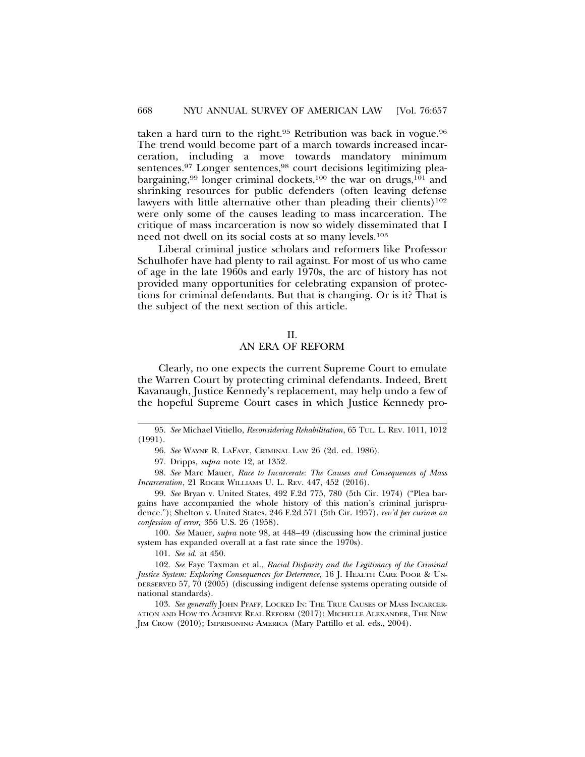taken a hard turn to the right.[95] Retribution was back in vogue.[96] The trend would become part of a march towards increased incarceration, including a move towards mandatory minimum sentences.[97] Longer sentences,[98] court decisions legitimizing plea-bargaining,[99] longer criminal dockets,[100] the war on drugs,[101] and shrinking resources for public defenders (often leaving defense lawyers with little alternative other than pleading their clients)[102] were only some of the causes leading to mass incarceration. The critique of mass incarceration is now so widely disseminated that I need not dwell on its social costs at so many levels.[103]

Liberal criminal justice scholars and reformers like Professor Schulhofer have had plenty to rail against. For most of us who came of age in the late 1960s and early 1970s, the arc of history has not provided many opportunities for celebrating expansion of protections for criminal defendants. But that is changing. Or is it? That is the subject of the next section of this article.

## II.
## AN ERA OF REFORM

Clearly, no one expects the current Supreme Court to emulate the Warren Court by protecting criminal defendants. Indeed, Brett Kavanaugh, Justice Kennedy's replacement, may help undo a few of the hopeful Supreme Court cases in which Justice Kennedy pro-

---

95. *See* Michael Vitiello, *Reconsidering Rehabilitation*, 65 TUL. L. REV. 1011, 1012 (1991).

96. *See* WAYNE R. LAFAVE, CRIMINAL LAW 26 (2d. ed. 1986).

97. Dripps, *supra* note 12, at 1352.

98. *See* Marc Mauer, *Race to Incarcerate: The Causes and Consequences of Mass Incarceration*, 21 ROGER WILLIAMS U. L. REV. 447, 452 (2016).

99. *See* Bryan v. United States, 492 F.2d 775, 780 (5th Cir. 1974) ("Plea bargains have accompanied the whole history of this nation's criminal jurisprudence."); Shelton v. United States, 246 F.2d 571 (5th Cir. 1957), *rev'd per curiam on confession of error,* 356 U.S. 26 (1958).

100. *See* Mauer, *supra* note 98, at 448–49 (discussing how the criminal justice system has expanded overall at a fast rate since the 1970s).

101. *See id.* at 450.

102. *See* Faye Taxman et al., *Racial Disparity and the Legitimacy of the Criminal Justice System: Exploring Consequences for Deterrence*, 16 J. HEALTH CARE POOR & UNDERSERVED 57, 70 (2005) (discussing indigent defense systems operating outside of national standards).

103. *See generally* JOHN PFAFF, LOCKED IN: THE TRUE CAUSES OF MASS INCARCERATION AND HOW TO ACHIEVE REAL REFORM (2017); MICHELLE ALEXANDER, THE NEW JIM CROW (2010); IMPRISONING AMERICA (Mary Pattillo et al. eds., 2004).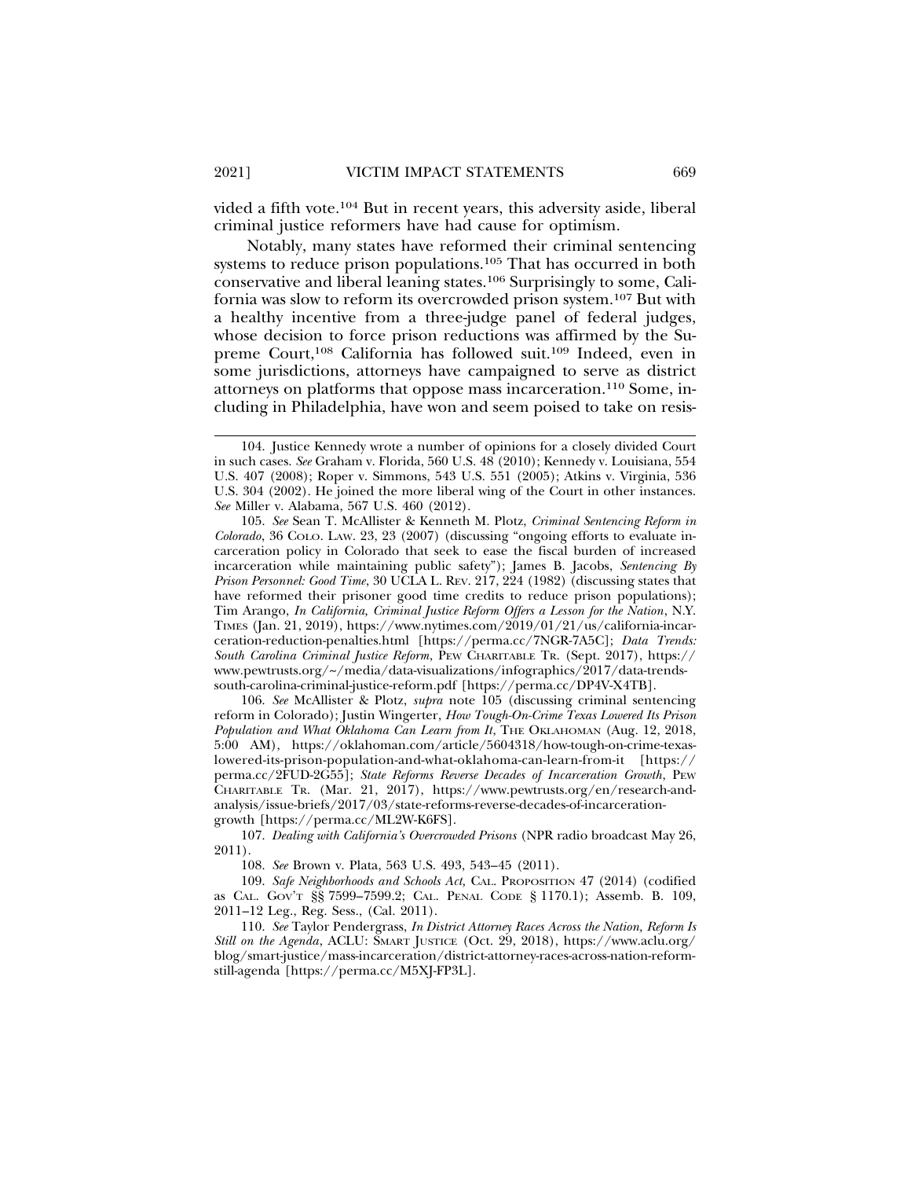vided a fifth vote.[104] But in recent years, this adversity aside, liberal criminal justice reformers have had cause for optimism.

Notably, many states have reformed their criminal sentencing systems to reduce prison populations.[105] That has occurred in both conservative and liberal leaning states.[106] Surprisingly to some, California was slow to reform its overcrowded prison system.[107] But with a healthy incentive from a three-judge panel of federal judges, whose decision to force prison reductions was affirmed by the Supreme Court,[108] California has followed suit.[109] Indeed, even in some jurisdictions, attorneys have campaigned to serve as district attorneys on platforms that oppose mass incarceration.[110] Some, including in Philadelphia, have won and seem poised to take on resis-

---

104. Justice Kennedy wrote a number of opinions for a closely divided Court in such cases. *See* Graham v. Florida, 560 U.S. 48 (2010); Kennedy v. Louisiana, 554 U.S. 407 (2008); Roper v. Simmons, 543 U.S. 551 (2005); Atkins v. Virginia, 536 U.S. 304 (2002). He joined the more liberal wing of the Court in other instances. *See* Miller v. Alabama, 567 U.S. 460 (2012).

105. *See* Sean T. McAllister & Kenneth M. Plotz, *Criminal Sentencing Reform in Colorado*, 36 COLO. LAW. 23, 23 (2007) (discussing "ongoing efforts to evaluate incarceration policy in Colorado that seek to ease the fiscal burden of increased incarceration while maintaining public safety"); James B. Jacobs, *Sentencing By Prison Personnel: Good Time*, 30 UCLA L. REV. 217, 224 (1982) (discussing states that have reformed their prisoner good time credits to reduce prison populations); Tim Arango, *In California, Criminal Justice Reform Offers a Lesson for the Nation*, N.Y. TIMES (Jan. 21, 2019), https://www.nytimes.com/2019/01/21/us/california-incarceration-reduction-penalties.html [https://perma.cc/7NGR-7A5C]; *Data Trends: South Carolina Criminal Justice Reform*, PEW CHARITABLE TR. (Sept. 2017), https://www.pewtrusts.org/~/media/data-visualizations/infographics/2017/data-trends-south-carolina-criminal-justice-reform.pdf [https://perma.cc/DP4V-X4TB].

106. *See* McAllister & Plotz, *supra* note 105 (discussing criminal sentencing reform in Colorado); Justin Wingerter, *How Tough-On-Crime Texas Lowered Its Prison Population and What Oklahoma Can Learn from It*, THE OKLAHOMAN (Aug. 12, 2018, 5:00 AM), https://oklahoman.com/article/5604318/how-tough-on-crime-texas-lowered-its-prison-population-and-what-oklahoma-can-learn-from-it [https://perma.cc/2FUD-2G55]; *State Reforms Reverse Decades of Incarceration Growth*, PEW CHARITABLE TR. (Mar. 21, 2017), https://www.pewtrusts.org/en/research-and-analysis/issue-briefs/2017/03/state-reforms-reverse-decades-of-incarceration-growth [https://perma.cc/ML2W-K6FS].

107. *Dealing with California's Overcrowded Prisons* (NPR radio broadcast May 26, 2011).

108. *See* Brown v. Plata, 563 U.S. 493, 543–45 (2011).

109. *Safe Neighborhoods and Schools Act,* CAL. PROPOSITION 47 (2014) (codified as CAL. GOV'T §§ 7599–7599.2; CAL. PENAL CODE § 1170.1); Assemb. B. 109, 2011–12 Leg., Reg. Sess., (Cal. 2011).

110. *See* Taylor Pendergrass, *In District Attorney Races Across the Nation, Reform Is Still on the Agenda*, ACLU: SMART JUSTICE (Oct. 29, 2018), https://www.aclu.org/blog/smart-justice/mass-incarceration/district-attorney-races-across-nation-reform-still-agenda [https://perma.cc/M5XJ-FP3L].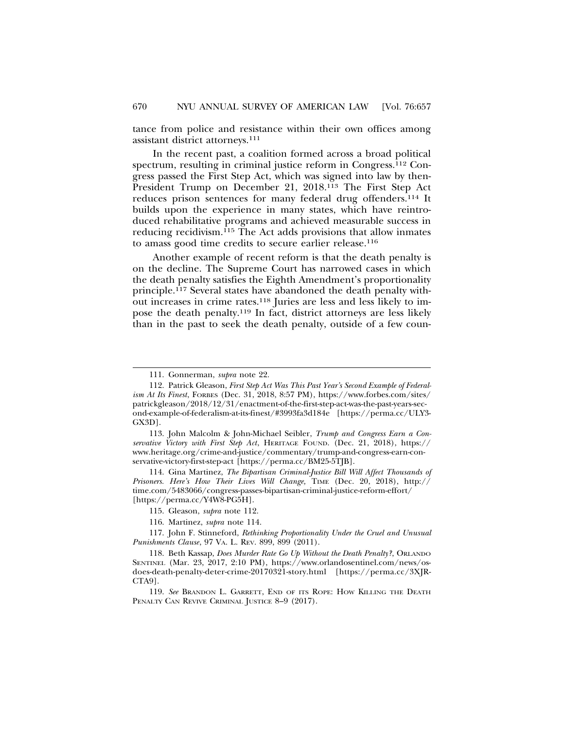tance from police and resistance within their own offices among assistant district attorneys.[111]

In the recent past, a coalition formed across a broad political spectrum, resulting in criminal justice reform in Congress.[112] Congress passed the First Step Act, which was signed into law by then-President Trump on December 21, 2018.[113] The First Step Act reduces prison sentences for many federal drug offenders.[114] It builds upon the experience in many states, which have reintroduced rehabilitative programs and achieved measurable success in reducing recidivism.[115] The Act adds provisions that allow inmates to amass good time credits to secure earlier release.[116]

Another example of recent reform is that the death penalty is on the decline. The Supreme Court has narrowed cases in which the death penalty satisfies the Eighth Amendment's proportionality principle.[117] Several states have abandoned the death penalty without increases in crime rates.[118] Juries are less and less likely to impose the death penalty.[119] In fact, district attorneys are less likely than in the past to seek the death penalty, outside of a few coun-

---

111. Gonnerman, *supra* note 22.

112. Patrick Gleason, *First Step Act Was This Past Year's Second Example of Federalism At Its Finest*, FORBES (Dec. 31, 2018, 8:57 PM), https://www.forbes.com/sites/patrickgleason/2018/12/31/enactment-of-the-first-step-act-was-the-past-years-second-example-of-federalism-at-its-finest/#3993fa3d184e [https://perma.cc/ULY3-GX3D].

113. John Malcolm & John-Michael Seibler, *Trump and Congress Earn a Conservative Victory with First Step Act*, HERITAGE FOUND. (Dec. 21, 2018), https://www.heritage.org/crime-and-justice/commentary/trump-and-congress-earn-conservative-victory-first-step-act [https://perma.cc/BM25-5TJB].

114. Gina Martinez, *The Bipartisan Criminal-Justice Bill Will Affect Thousands of Prisoners. Here's How Their Lives Will Change,* TIME (Dec. 20, 2018), http://time.com/5483066/congress-passes-bipartisan-criminal-justice-reform-effort/ [https://perma.cc/Y4W8-PG5H].

115. Gleason, *supra* note 112.

116. Martinez, *supra* note 114.

117. John F. Stinneford, *Rethinking Proportionality Under the Cruel and Unusual Punishments Clause*, 97 VA. L. REV. 899, 899 (2011).

118. Beth Kassap, *Does Murder Rate Go Up Without the Death Penalty?*, ORLANDO SENTINEL (Mar. 23, 2017, 2:10 PM), https://www.orlandosentinel.com/news/os-does-death-penalty-deter-crime-20170321-story.html [https://perma.cc/3XJR-CTA9].

119. *See* BRANDON L. GARRETT, END OF ITS ROPE: HOW KILLING THE DEATH PENALTY CAN REVIVE CRIMINAL JUSTICE 8–9 (2017).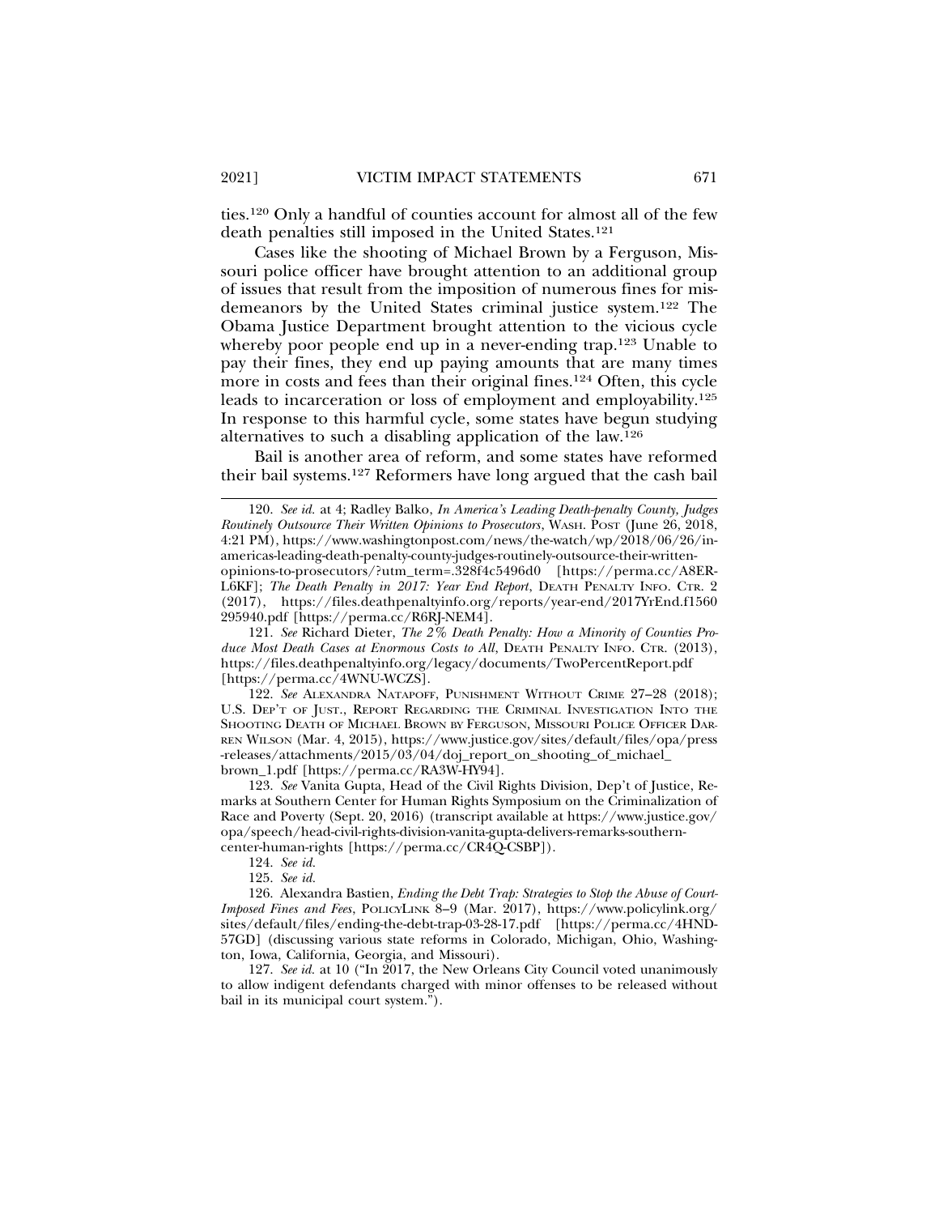ties.[120] Only a handful of counties account for almost all of the few death penalties still imposed in the United States.[121]

Cases like the shooting of Michael Brown by a Ferguson, Missouri police officer have brought attention to an additional group of issues that result from the imposition of numerous fines for misdemeanors by the United States criminal justice system.[122] The Obama Justice Department brought attention to the vicious cycle whereby poor people end up in a never-ending trap.[123] Unable to pay their fines, they end up paying amounts that are many times more in costs and fees than their original fines.[124] Often, this cycle leads to incarceration or loss of employment and employability.[125] In response to this harmful cycle, some states have begun studying alternatives to such a disabling application of the law.[126]

Bail is another area of reform, and some states have reformed their bail systems.[127] Reformers have long argued that the cash bail

---

120. *See id.* at 4; Radley Balko, *In America's Leading Death-penalty County, Judges Routinely Outsource Their Written Opinions to Prosecutors*, WASH. POST (June 26, 2018, 4:21 PM), https://www.washingtonpost.com/news/the-watch/wp/2018/06/26/in-americas-leading-death-penalty-county-judges-routinely-outsource-their-written-opinions-to-prosecutors/?utm_term=.328f4c5496d0 [https://perma.cc/A8ER-L6KF]; *The Death Penalty in 2017: Year End Report*, DEATH PENALTY INFO. CTR. 2 (2017), https://files.deathpenaltyinfo.org/reports/year-end/2017YrEnd.f1560295940.pdf [https://perma.cc/R6RJ-NEM4].

121. *See* Richard Dieter, *The 2% Death Penalty: How a Minority of Counties Produce Most Death Cases at Enormous Costs to All*, DEATH PENALTY INFO. CTR. (2013), https://files.deathpenaltyinfo.org/legacy/documents/TwoPercentReport.pdf [https://perma.cc/4WNU-WCZS].

122. *See* ALEXANDRA NATAPOFF, PUNISHMENT WITHOUT CRIME 27–28 (2018); U.S. DEP'T OF JUST., REPORT REGARDING THE CRIMINAL INVESTIGATION INTO THE SHOOTING DEATH OF MICHAEL BROWN BY FERGUSON, MISSOURI POLICE OFFICER DARREN WILSON (Mar. 4, 2015), https://www.justice.gov/sites/default/files/opa/press-releases/attachments/2015/03/04/doj_report_on_shooting_of_michael_brown_1.pdf [https://perma.cc/RA3W-HY94].

123. *See* Vanita Gupta, Head of the Civil Rights Division, Dep't of Justice, Remarks at Southern Center for Human Rights Symposium on the Criminalization of Race and Poverty (Sept. 20, 2016) (transcript available at https://www.justice.gov/opa/speech/head-civil-rights-division-vanita-gupta-delivers-remarks-southern-center-human-rights [https://perma.cc/CR4Q-CSBP]).

124. *See id.*

125. *See id.*

126. Alexandra Bastien, *Ending the Debt Trap: Strategies to Stop the Abuse of Court-Imposed Fines and Fees*, POLICYLINK 8–9 (Mar. 2017), https://www.policylink.org/sites/default/files/ending-the-debt-trap-03-28-17.pdf [https://perma.cc/4HND-57GD] (discussing various state reforms in Colorado, Michigan, Ohio, Washington, Iowa, California, Georgia, and Missouri).

127. *See id.* at 10 ("In 2017, the New Orleans City Council voted unanimously to allow indigent defendants charged with minor offenses to be released without bail in its municipal court system.").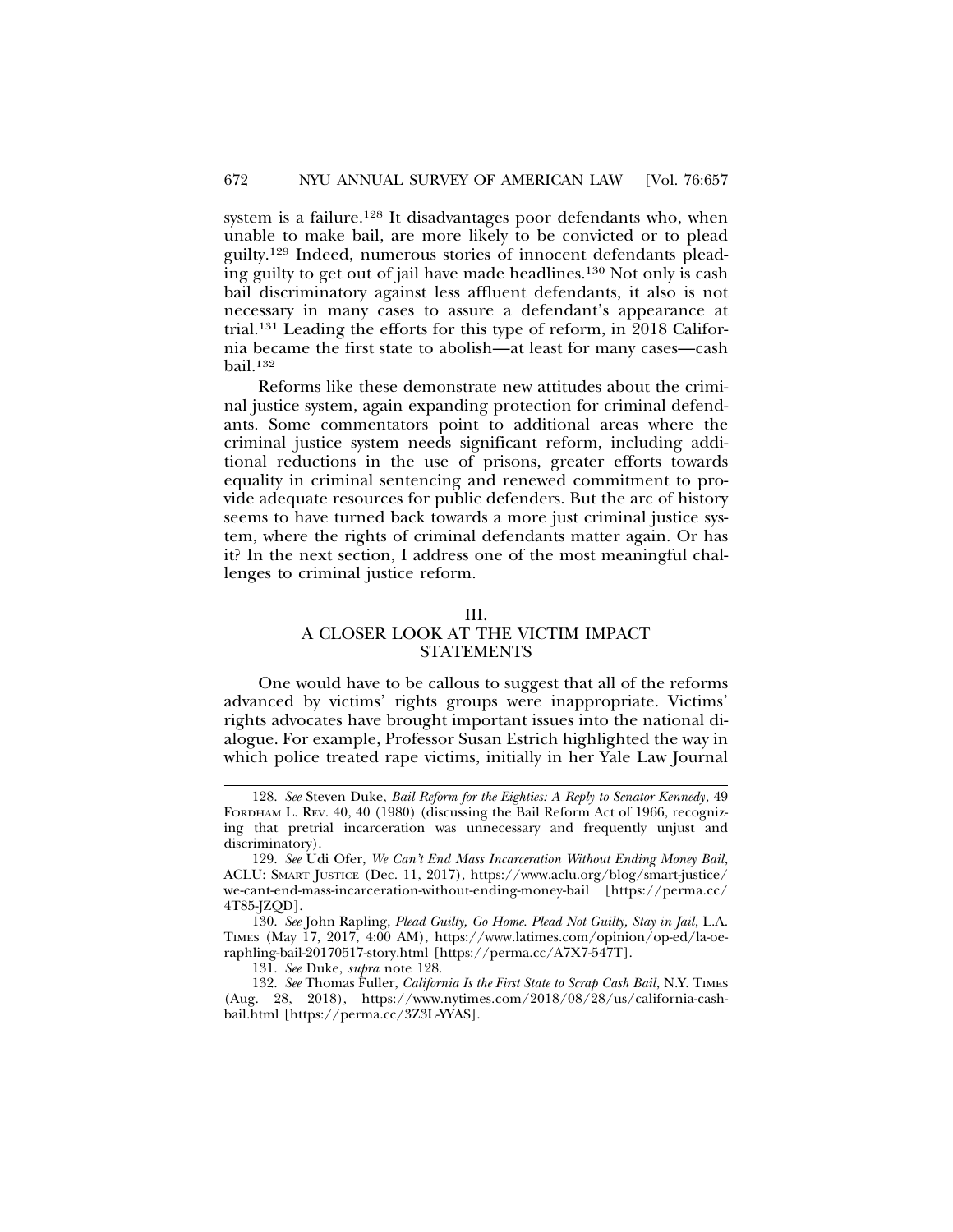system is a failure.[128] It disadvantages poor defendants who, when unable to make bail, are more likely to be convicted or to plead guilty.[129] Indeed, numerous stories of innocent defendants pleading guilty to get out of jail have made headlines.[130] Not only is cash bail discriminatory against less affluent defendants, it also is not necessary in many cases to assure a defendant's appearance at trial.[131] Leading the efforts for this type of reform, in 2018 California became the first state to abolish—at least for many cases—cash bail.[132]

Reforms like these demonstrate new attitudes about the criminal justice system, again expanding protection for criminal defendants. Some commentators point to additional areas where the criminal justice system needs significant reform, including additional reductions in the use of prisons, greater efforts towards equality in criminal sentencing and renewed commitment to provide adequate resources for public defenders. But the arc of history seems to have turned back towards a more just criminal justice system, where the rights of criminal defendants matter again. Or has it? In the next section, I address one of the most meaningful challenges to criminal justice reform.

## III.
## A CLOSER LOOK AT THE VICTIM IMPACT STATEMENTS

One would have to be callous to suggest that all of the reforms advanced by victims' rights groups were inappropriate. Victims' rights advocates have brought important issues into the national dialogue. For example, Professor Susan Estrich highlighted the way in which police treated rape victims, initially in her Yale Law Journal

---

128. *See* Steven Duke, *Bail Reform for the Eighties: A Reply to Senator Kennedy*, 49 FORDHAM L. REV. 40, 40 (1980) (discussing the Bail Reform Act of 1966, recognizing that pretrial incarceration was unnecessary and frequently unjust and discriminatory).

129. *See* Udi Ofer, *We Can't End Mass Incarceration Without Ending Money Bail*, ACLU: SMART JUSTICE (Dec. 11, 2017), https://www.aclu.org/blog/smart-justice/we-cant-end-mass-incarceration-without-ending-money-bail [https://perma.cc/4T85-JZQD].

130. *See* John Rapling, *Plead Guilty, Go Home. Plead Not Guilty, Stay in Jail*, L.A. TIMES (May 17, 2017, 4:00 AM), https://www.latimes.com/opinion/op-ed/la-oe-raphling-bail-20170517-story.html [https://perma.cc/A7X7-547T].

131. *See* Duke, *supra* note 128.

132. *See* Thomas Fuller, *California Is the First State to Scrap Cash Bail*, N.Y. TIMES (Aug. 28, 2018), https://www.nytimes.com/2018/08/28/us/california-cash-bail.html [https://perma.cc/3Z3L-YYAS].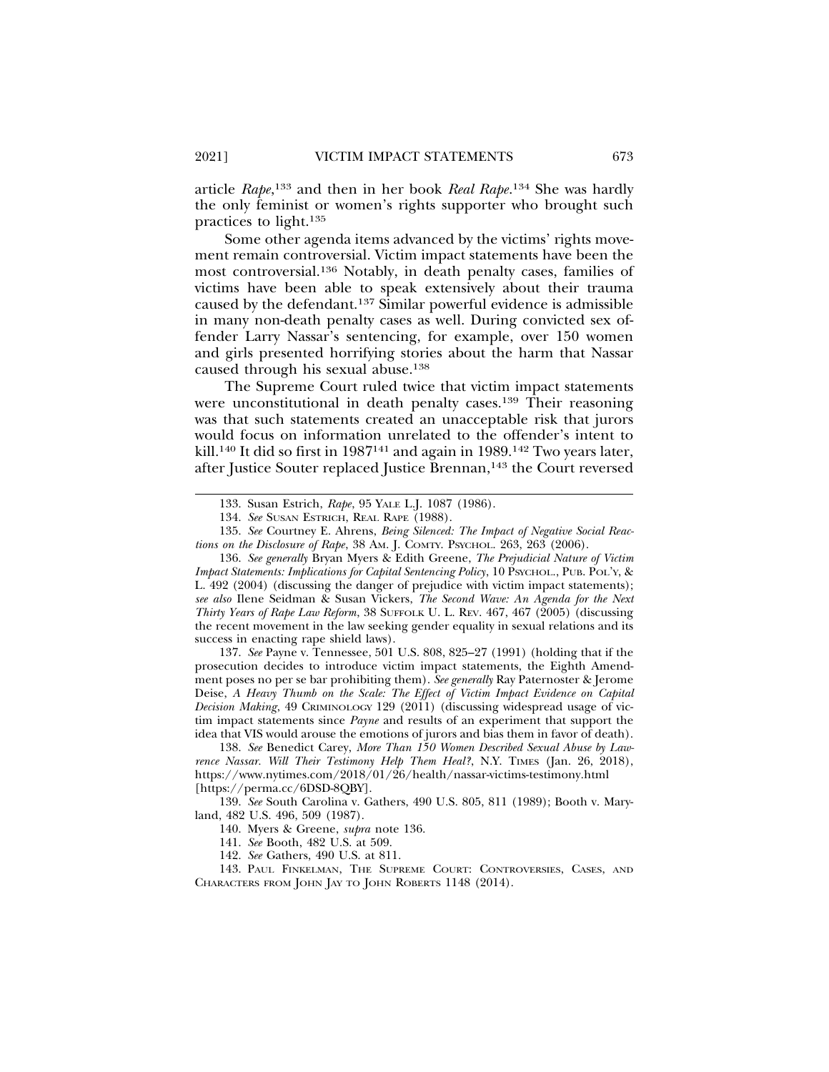article *Rape*,[133] and then in her book *Real Rape*.[134] She was hardly the only feminist or women's rights supporter who brought such practices to light.[135]

Some other agenda items advanced by the victims' rights movement remain controversial. Victim impact statements have been the most controversial.[136] Notably, in death penalty cases, families of victims have been able to speak extensively about their trauma caused by the defendant.[137] Similar powerful evidence is admissible in many non-death penalty cases as well. During convicted sex offender Larry Nassar's sentencing, for example, over 150 women and girls presented horrifying stories about the harm that Nassar caused through his sexual abuse.[138]

The Supreme Court ruled twice that victim impact statements were unconstitutional in death penalty cases.[139] Their reasoning was that such statements created an unacceptable risk that jurors would focus on information unrelated to the offender's intent to kill.[140] It did so first in 1987[141] and again in 1989.[142] Two years later, after Justice Souter replaced Justice Brennan,[143] the Court reversed

---

133. Susan Estrich, *Rape*, 95 YALE L.J. 1087 (1986).

134. *See* SUSAN ESTRICH, REAL RAPE (1988).

135. *See* Courtney E. Ahrens, *Being Silenced: The Impact of Negative Social Reactions on the Disclosure of Rape*, 38 AM. J. COMTY. PSYCHOL. 263, 263 (2006).

136. *See generally* Bryan Myers & Edith Greene, *The Prejudicial Nature of Victim Impact Statements: Implications for Capital Sentencing Policy*, 10 PSYCHOL., PUB. POL'Y, & L. 492 (2004) (discussing the danger of prejudice with victim impact statements); *see also* Ilene Seidman & Susan Vickers, *The Second Wave: An Agenda for the Next Thirty Years of Rape Law Reform*, 38 SUFFOLK U. L. REV. 467, 467 (2005) (discussing the recent movement in the law seeking gender equality in sexual relations and its success in enacting rape shield laws).

137. *See* Payne v. Tennessee, 501 U.S. 808, 825–27 (1991) (holding that if the prosecution decides to introduce victim impact statements, the Eighth Amendment poses no per se bar prohibiting them). *See generally* Ray Paternoster & Jerome Deise, *A Heavy Thumb on the Scale: The Effect of Victim Impact Evidence on Capital Decision Making*, 49 CRIMINOLOGY 129 (2011) (discussing widespread usage of victim impact statements since *Payne* and results of an experiment that support the idea that VIS would arouse the emotions of jurors and bias them in favor of death).

138. *See* Benedict Carey, *More Than 150 Women Described Sexual Abuse by Lawrence Nassar. Will Their Testimony Help Them Heal?*, N.Y. TIMES (Jan. 26, 2018), https://www.nytimes.com/2018/01/26/health/nassar-victims-testimony.html [https://perma.cc/6DSD-8QBY].

139. *See* South Carolina v. Gathers, 490 U.S. 805, 811 (1989); Booth v. Maryland, 482 U.S. 496, 509 (1987).

140. Myers & Greene, *supra* note 136.

141. *See* Booth, 482 U.S. at 509.

142. *See* Gathers, 490 U.S. at 811.

143. PAUL FINKELMAN, THE SUPREME COURT: CONTROVERSIES, CASES, AND CHARACTERS FROM JOHN JAY TO JOHN ROBERTS 1148 (2014).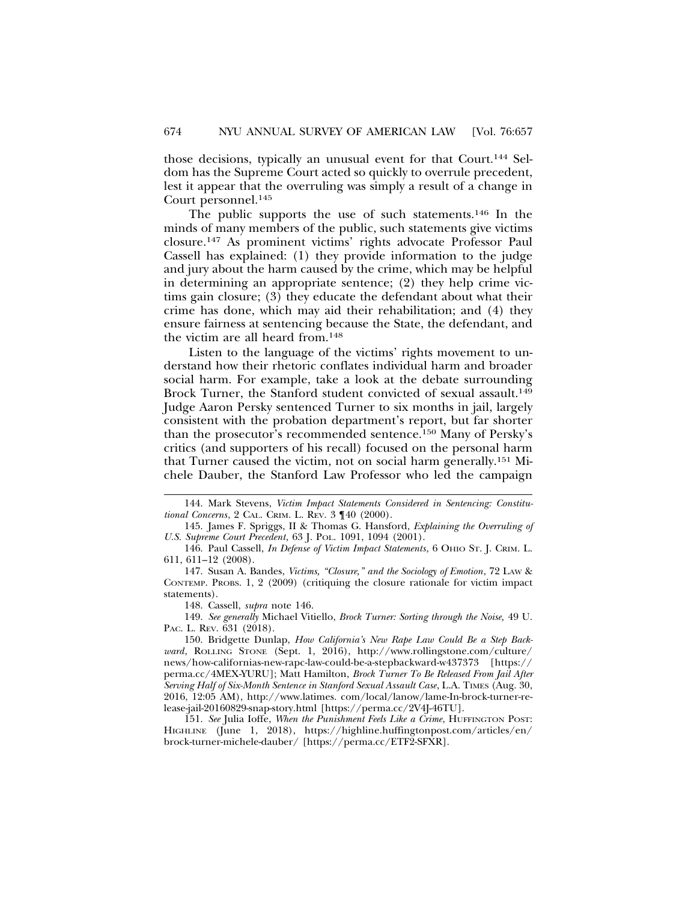those decisions, typically an unusual event for that Court.[144] Seldom has the Supreme Court acted so quickly to overrule precedent, lest it appear that the overruling was simply a result of a change in Court personnel.[145]

The public supports the use of such statements.[146] In the minds of many members of the public, such statements give victims closure.[147] As prominent victims' rights advocate Professor Paul Cassell has explained: (1) they provide information to the judge and jury about the harm caused by the crime, which may be helpful in determining an appropriate sentence; (2) they help crime victims gain closure; (3) they educate the defendant about what their crime has done, which may aid their rehabilitation; and (4) they ensure fairness at sentencing because the State, the defendant, and the victim are all heard from.[148]

Listen to the language of the victims' rights movement to understand how their rhetoric conflates individual harm and broader social harm. For example, take a look at the debate surrounding Brock Turner, the Stanford student convicted of sexual assault.[149] Judge Aaron Persky sentenced Turner to six months in jail, largely consistent with the probation department's report, but far shorter than the prosecutor's recommended sentence.[150] Many of Persky's critics (and supporters of his recall) focused on the personal harm that Turner caused the victim, not on social harm generally.[151] Michele Dauber, the Stanford Law Professor who led the campaign

---

144. Mark Stevens, *Victim Impact Statements Considered in Sentencing: Constitutional Concerns*, 2 CAL. CRIM. L. REV. 3 ¶40 (2000).

145. James F. Spriggs, II & Thomas G. Hansford, *Explaining the Overruling of U.S. Supreme Court Precedent*, 63 J. POL. 1091, 1094 (2001).

146. Paul Cassell, *In Defense of Victim Impact Statements*, 6 OHIO ST. J. CRIM. L. 611, 611–12 (2008).

147. Susan A. Bandes, *Victims, "Closure," and the Sociology of Emotion*, 72 LAW & CONTEMP. PROBS. 1, 2 (2009) (critiquing the closure rationale for victim impact statements).

148. Cassell, *supra* note 146.

149. *See generally* Michael Vitiello, *Brock Turner: Sorting through the Noise,* 49 U. PAC. L. REV. 631 (2018).

150. Bridgette Dunlap, *How California's New Rape Law Could Be a Step Backward*, ROLLING STONE (Sept. 1, 2016), http://www.rollingstone.com/culture/news/how-californias-new-rapc-law-could-be-a-stepbackward-w437373 [https://perma.cc/4MEX-YURU]; Matt Hamilton, *Brock Turner To Be Released From Jail After Serving Half of Six-Month Sentence in Stanford Sexual Assault Case*, L.A. TIMES (Aug. 30, 2016, 12:05 AM), http://www.latimes. com/local/lanow/lame-In-brock-turner-release-jail-20160829-snap-story.html [https://perma.cc/2V4J-46TU].

151. *See* Julia Ioffe, *When the Punishment Feels Like a Crime*, HUFFINGTON POST: HIGHLINE (June 1, 2018), https://highline.huffingtonpost.com/articles/en/brock-turner-michele-dauber/ [https://perma.cc/ETF2-SFXR].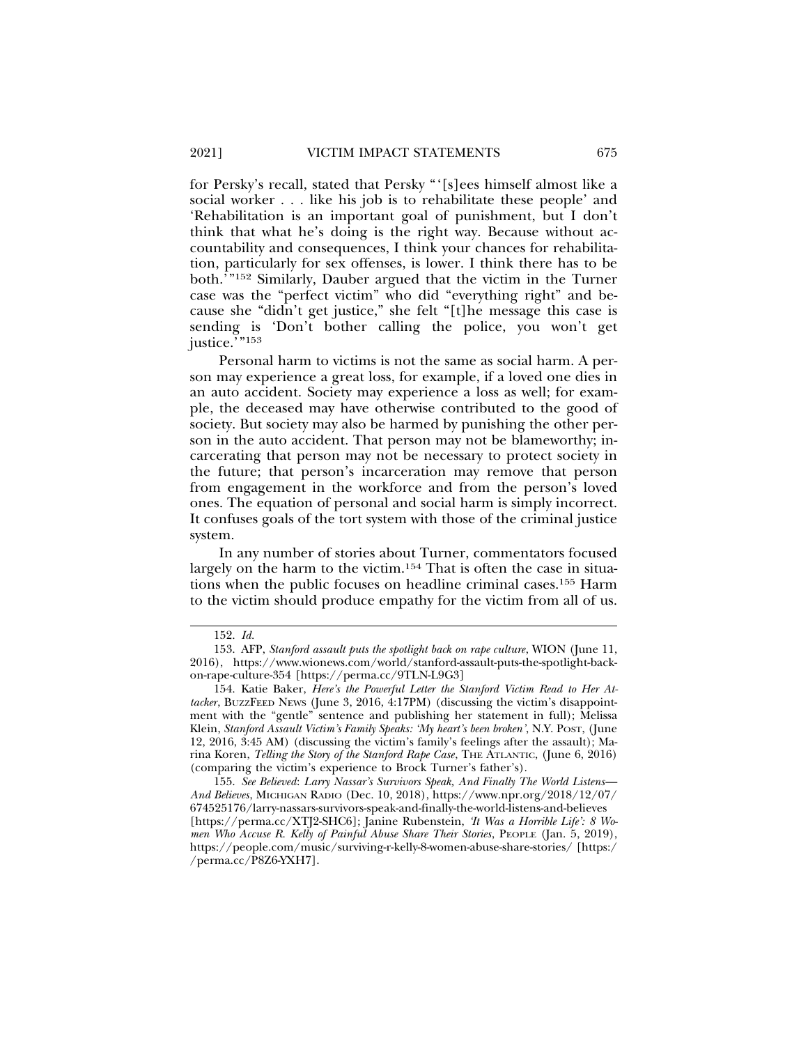for Persky's recall, stated that Persky "'[s]ees himself almost like a social worker . . . like his job is to rehabilitate these people' and 'Rehabilitation is an important goal of punishment, but I don't think that what he's doing is the right way. Because without accountability and consequences, I think your chances for rehabilitation, particularly for sex offenses, is lower. I think there has to be both.'"[152] Similarly, Dauber argued that the victim in the Turner case was the "perfect victim" who did "everything right" and because she "didn't get justice," she felt "[t]he message this case is sending is 'Don't bother calling the police, you won't get justice.'"[153]

Personal harm to victims is not the same as social harm. A person may experience a great loss, for example, if a loved one dies in an auto accident. Society may experience a loss as well; for example, the deceased may have otherwise contributed to the good of society. But society may also be harmed by punishing the other person in the auto accident. That person may not be blameworthy; incarcerating that person may not be necessary to protect society in the future; that person's incarceration may remove that person from engagement in the workforce and from the person's loved ones. The equation of personal and social harm is simply incorrect. It confuses goals of the tort system with those of the criminal justice system.

In any number of stories about Turner, commentators focused largely on the harm to the victim.[154] That is often the case in situations when the public focuses on headline criminal cases.[155] Harm to the victim should produce empathy for the victim from all of us.

---

152. *Id.*

153. AFP, *Stanford assault puts the spotlight back on rape culture*, WION (June 11, 2016), https://www.wionews.com/world/stanford-assault-puts-the-spotlight-back-on-rape-culture-354 [https://perma.cc/9TLN-L9G3]

154. Katie Baker, *Here's the Powerful Letter the Stanford Victim Read to Her Attacker*, BuzzFeed News (June 3, 2016, 4:17PM) (discussing the victim's disappointment with the "gentle" sentence and publishing her statement in full); Melissa Klein, *Stanford Assault Victim's Family Speaks: 'My heart's been broken'*, N.Y. Post, (June 12, 2016, 3:45 AM) (discussing the victim's family's feelings after the assault); Marina Koren, *Telling the Story of the Stanford Rape Case*, The Atlantic, (June 6, 2016) (comparing the victim's experience to Brock Turner's father's).

155. *See Believed*: *Larry Nassar's Survivors Speak, And Finally The World Listens—And Believes*, Michigan Radio (Dec. 10, 2018), https://www.npr.org/2018/12/07/674525176/larry-nassars-survivors-speak-and-finally-the-world-listens-and-believes [https://perma.cc/XTJ2-SHC6]; Janine Rubenstein, *'It Was a Horrible Life': 8 Women Who Accuse R. Kelly of Painful Abuse Share Their Stories*, People (Jan. 5, 2019), https://people.com/music/surviving-r-kelly-8-women-abuse-share-stories/ [https://perma.cc/P8Z6-YXH7].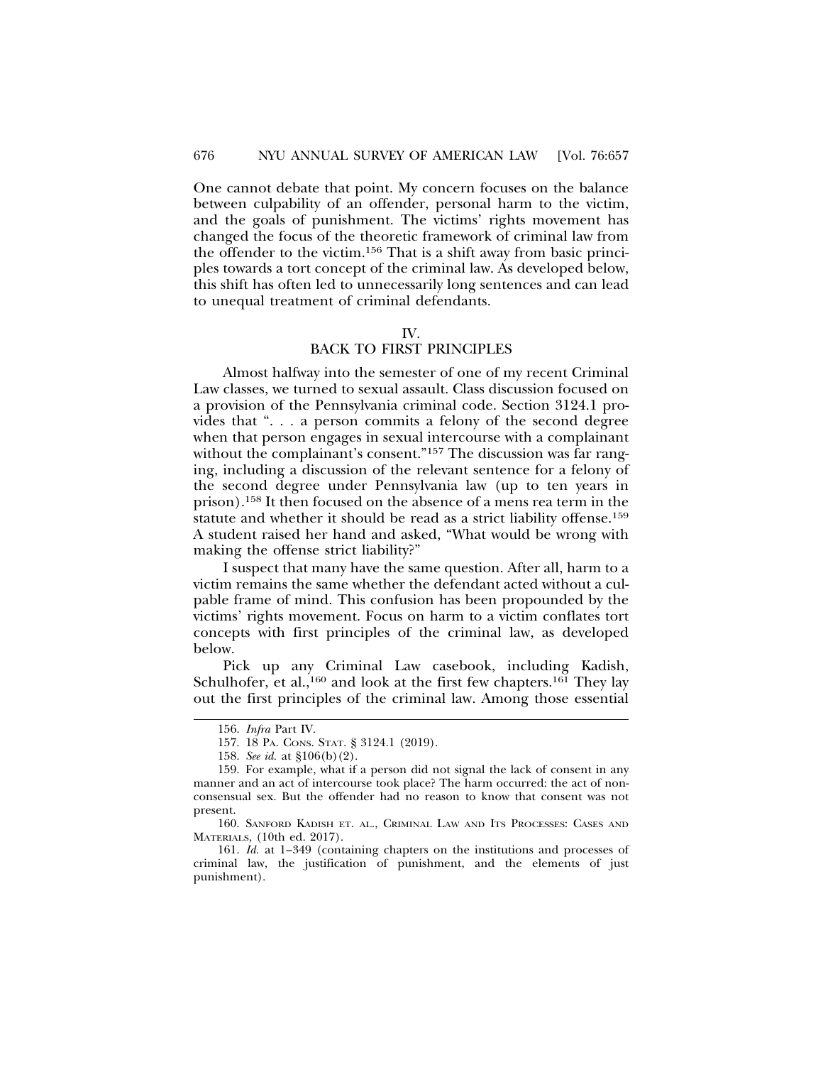One cannot debate that point. My concern focuses on the balance between culpability of an offender, personal harm to the victim, and the goals of punishment. The victims' rights movement has changed the focus of the theoretic framework of criminal law from the offender to the victim.[156] That is a shift away from basic principles towards a tort concept of the criminal law. As developed below, this shift has often led to unnecessarily long sentences and can lead to unequal treatment of criminal defendants.

## IV.
## BACK TO FIRST PRINCIPLES

Almost halfway into the semester of one of my recent Criminal Law classes, we turned to sexual assault. Class discussion focused on a provision of the Pennsylvania criminal code. Section 3124.1 provides that ". . . a person commits a felony of the second degree when that person engages in sexual intercourse with a complainant without the complainant's consent."[157] The discussion was far ranging, including a discussion of the relevant sentence for a felony of the second degree under Pennsylvania law (up to ten years in prison).[158] It then focused on the absence of a mens rea term in the statute and whether it should be read as a strict liability offense.[159] A student raised her hand and asked, "What would be wrong with making the offense strict liability?"

I suspect that many have the same question. After all, harm to a victim remains the same whether the defendant acted without a culpable frame of mind. This confusion has been propounded by the victims' rights movement. Focus on harm to a victim conflates tort concepts with first principles of the criminal law, as developed below.

Pick up any Criminal Law casebook, including Kadish, Schulhofer, et al.,[160] and look at the first few chapters.[161] They lay out the first principles of the criminal law. Among those essential

---

156. *Infra* Part IV.

157. 18 PA. CONS. STAT. § 3124.1 (2019).

158. *See id.* at §106(b)(2).

159. For example, what if a person did not signal the lack of consent in any manner and an act of intercourse took place? The harm occurred: the act of non-consensual sex. But the offender had no reason to know that consent was not present.

160. SANFORD KADISH ET. AL., CRIMINAL LAW AND ITS PROCESSES: CASES AND MATERIALS, (10th ed. 2017).

161. *Id.* at 1–349 (containing chapters on the institutions and processes of criminal law, the justification of punishment, and the elements of just punishment).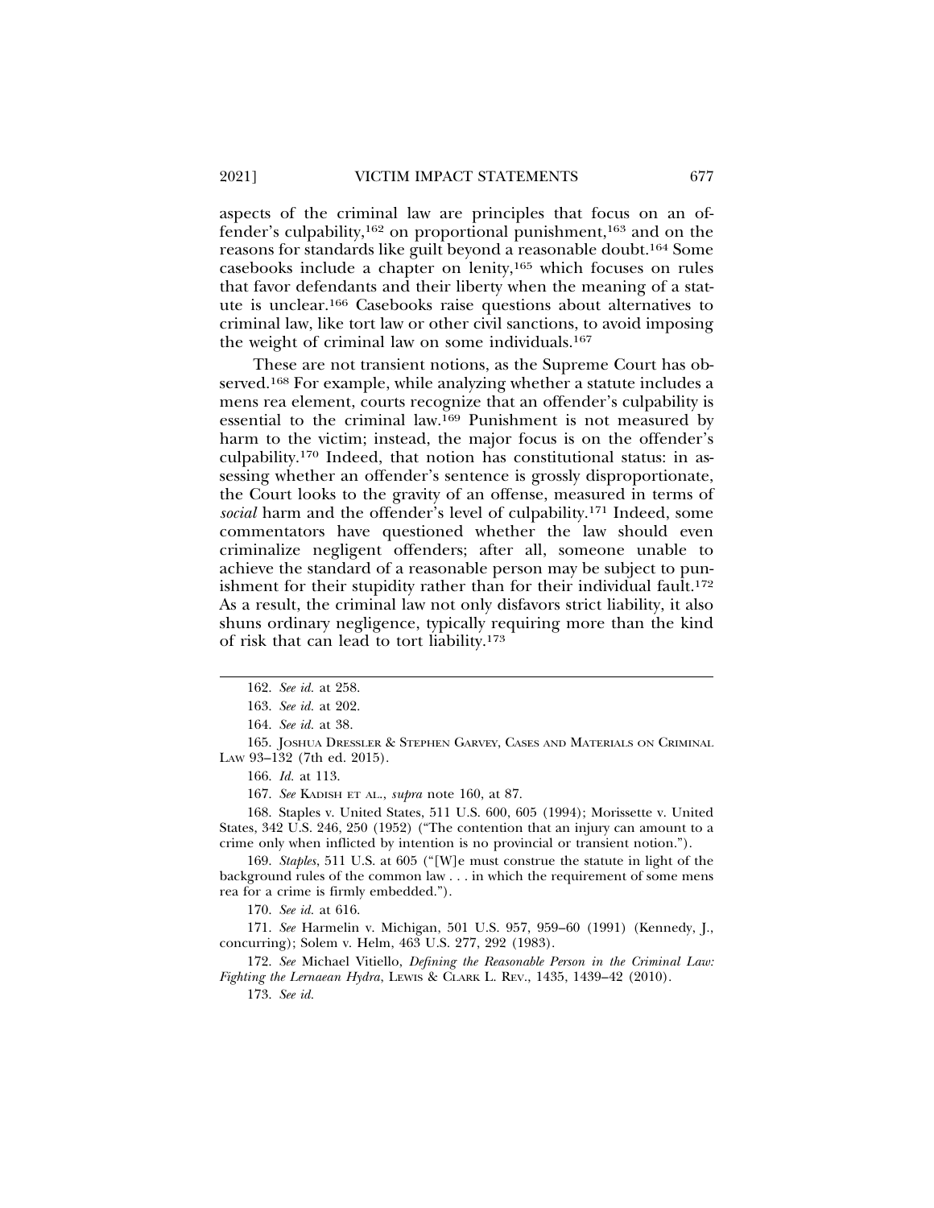aspects of the criminal law are principles that focus on an offender's culpability,[162] on proportional punishment,[163] and on the reasons for standards like guilt beyond a reasonable doubt.[164] Some casebooks include a chapter on lenity,[165] which focuses on rules that favor defendants and their liberty when the meaning of a statute is unclear.[166] Casebooks raise questions about alternatives to criminal law, like tort law or other civil sanctions, to avoid imposing the weight of criminal law on some individuals.[167]

These are not transient notions, as the Supreme Court has observed.[168] For example, while analyzing whether a statute includes a mens rea element, courts recognize that an offender's culpability is essential to the criminal law.[169] Punishment is not measured by harm to the victim; instead, the major focus is on the offender's culpability.[170] Indeed, that notion has constitutional status: in assessing whether an offender's sentence is grossly disproportionate, the Court looks to the gravity of an offense, measured in terms of *social* harm and the offender's level of culpability.[171] Indeed, some commentators have questioned whether the law should even criminalize negligent offenders; after all, someone unable to achieve the standard of a reasonable person may be subject to punishment for their stupidity rather than for their individual fault.[172] As a result, the criminal law not only disfavors strict liability, it also shuns ordinary negligence, typically requiring more than the kind of risk that can lead to tort liability.[173]

---

162. *See id.* at 258.

163. *See id.* at 202.

164. *See id.* at 38.

165. JOSHUA DRESSLER & STEPHEN GARVEY, CASES AND MATERIALS ON CRIMINAL LAW 93–132 (7th ed. 2015).

166. *Id.* at 113.

167. *See* KADISH ET AL., *supra* note 160, at 87.

168. Staples v. United States, 511 U.S. 600, 605 (1994); Morissette v. United States, 342 U.S. 246, 250 (1952) ("The contention that an injury can amount to a crime only when inflicted by intention is no provincial or transient notion.").

169. *Staples*, 511 U.S. at 605 ("[W]e must construe the statute in light of the background rules of the common law . . . in which the requirement of some mens rea for a crime is firmly embedded.").

170. *See id.* at 616.

171. *See* Harmelin v. Michigan, 501 U.S. 957, 959–60 (1991) (Kennedy, J., concurring); Solem v. Helm, 463 U.S. 277, 292 (1983).

172. *See* Michael Vitiello, *Defining the Reasonable Person in the Criminal Law: Fighting the Lernaean Hydra*, LEWIS & CLARK L. REV., 1435, 1439–42 (2010).

173. *See id.*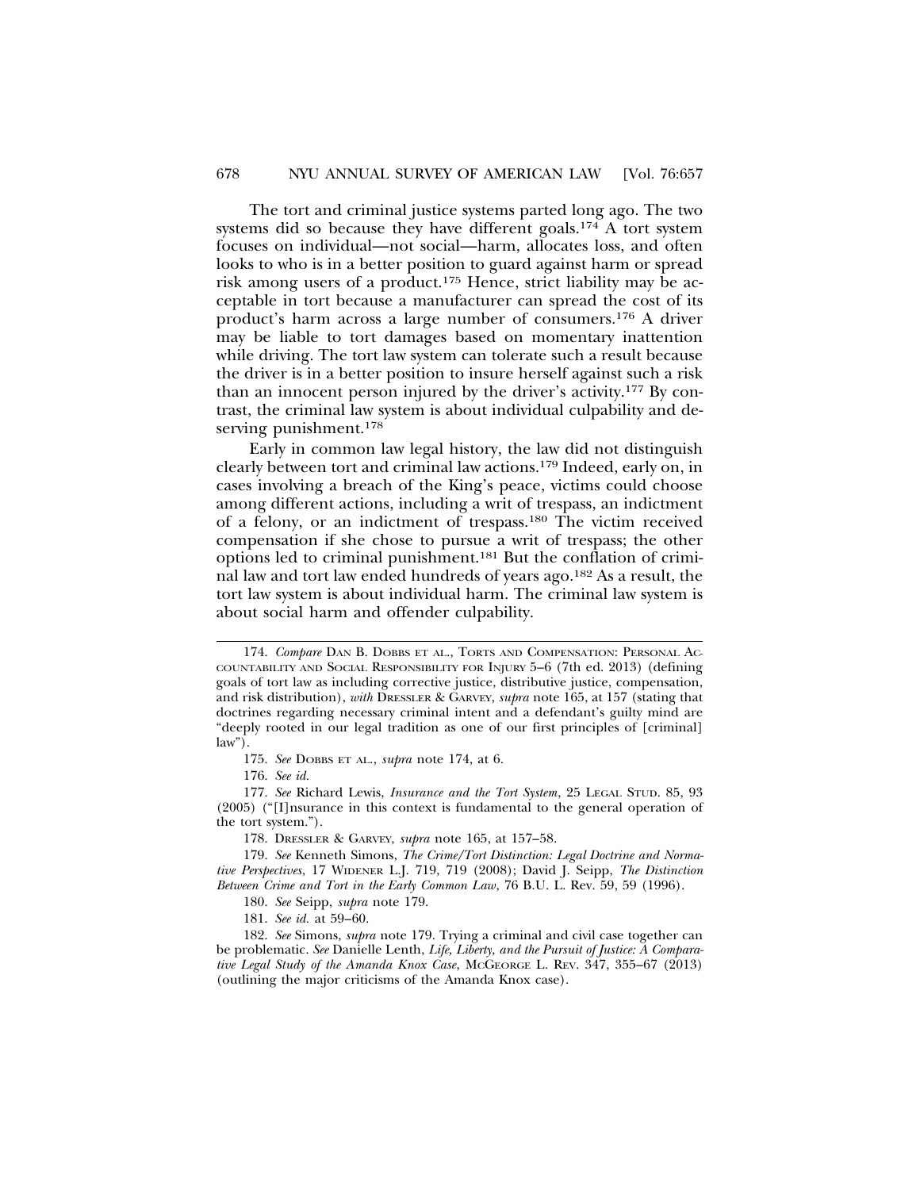The tort and criminal justice systems parted long ago. The two systems did so because they have different goals.[174] A tort system focuses on individual—not social—harm, allocates loss, and often looks to who is in a better position to guard against harm or spread risk among users of a product.[175] Hence, strict liability may be acceptable in tort because a manufacturer can spread the cost of its product's harm across a large number of consumers.[176] A driver may be liable to tort damages based on momentary inattention while driving. The tort law system can tolerate such a result because the driver is in a better position to insure herself against such a risk than an innocent person injured by the driver's activity.[177] By contrast, the criminal law system is about individual culpability and deserving punishment.[178]

Early in common law legal history, the law did not distinguish clearly between tort and criminal law actions.[179] Indeed, early on, in cases involving a breach of the King's peace, victims could choose among different actions, including a writ of trespass, an indictment of a felony, or an indictment of trespass.[180] The victim received compensation if she chose to pursue a writ of trespass; the other options led to criminal punishment.[181] But the conflation of criminal law and tort law ended hundreds of years ago.[182] As a result, the tort law system is about individual harm. The criminal law system is about social harm and offender culpability.

---

174. *Compare* Dan B. Dobbs et al., Torts and Compensation: Personal Accountability and Social Responsibility for Injury 5–6 (7th ed. 2013) (defining goals of tort law as including corrective justice, distributive justice, compensation, and risk distribution), *with* Dressler & Garvey, *supra* note 165, at 157 (stating that doctrines regarding necessary criminal intent and a defendant's guilty mind are "deeply rooted in our legal tradition as one of our first principles of [criminal] law").

175. *See* Dobbs et al., *supra* note 174, at 6.

176. *See id.*

177. *See* Richard Lewis, *Insurance and the Tort System*, 25 Legal Stud. 85, 93 (2005) ("[I]nsurance in this context is fundamental to the general operation of the tort system.").

178. Dressler & Garvey, *supra* note 165, at 157–58.

179. *See* Kenneth Simons, *The Crime/Tort Distinction: Legal Doctrine and Normative Perspectives*, 17 Widener L.J. 719, 719 (2008); David J. Seipp, *The Distinction Between Crime and Tort in the Early Common Law*, 76 B.U. L. Rev. 59, 59 (1996).

180. *See* Seipp, *supra* note 179.

181. *See id.* at 59–60.

182. *See* Simons, *supra* note 179. Trying a criminal and civil case together can be problematic. *See* Danielle Lenth, *Life, Liberty, and the Pursuit of Justice: A Comparative Legal Study of the Amanda Knox Case*, McGeorge L. Rev. 347, 355–67 (2013) (outlining the major criticisms of the Amanda Knox case).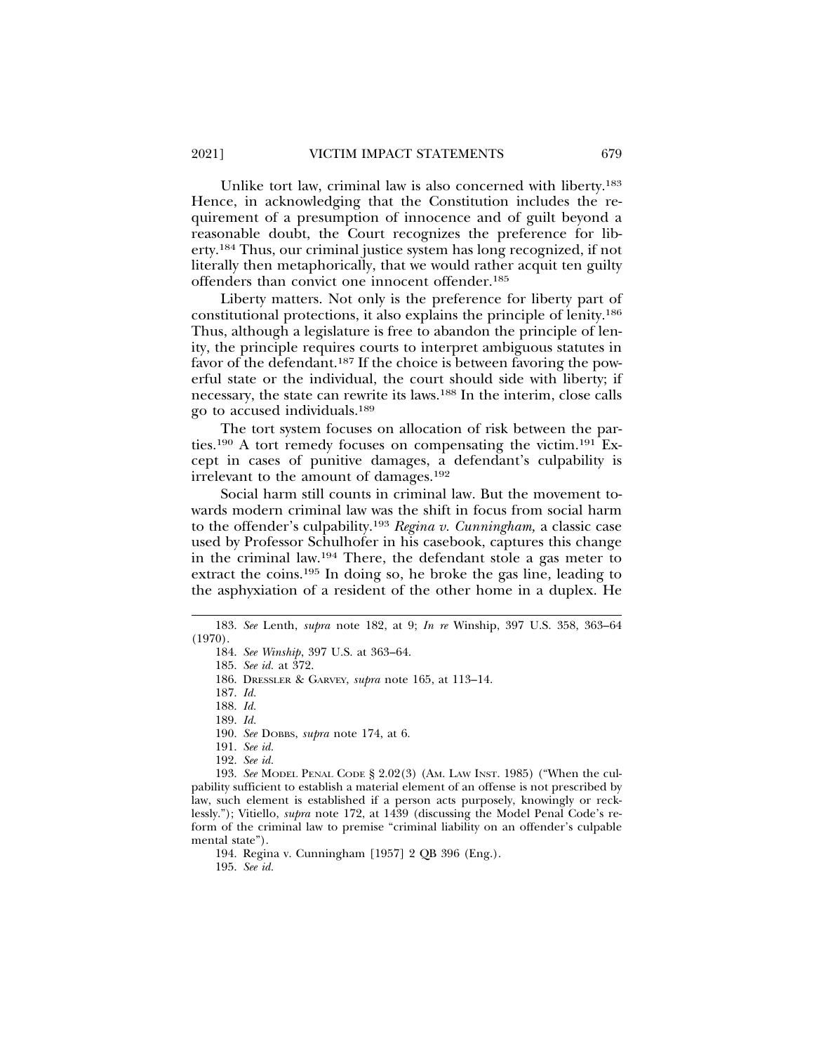Unlike tort law, criminal law is also concerned with liberty.[183] Hence, in acknowledging that the Constitution includes the requirement of a presumption of innocence and of guilt beyond a reasonable doubt, the Court recognizes the preference for liberty.[184] Thus, our criminal justice system has long recognized, if not literally then metaphorically, that we would rather acquit ten guilty offenders than convict one innocent offender.[185]

Liberty matters. Not only is the preference for liberty part of constitutional protections, it also explains the principle of lenity.[186] Thus, although a legislature is free to abandon the principle of lenity, the principle requires courts to interpret ambiguous statutes in favor of the defendant.[187] If the choice is between favoring the powerful state or the individual, the court should side with liberty; if necessary, the state can rewrite its laws.[188] In the interim, close calls go to accused individuals.[189]

The tort system focuses on allocation of risk between the parties.[190] A tort remedy focuses on compensating the victim.[191] Except in cases of punitive damages, a defendant's culpability is irrelevant to the amount of damages.[192]

Social harm still counts in criminal law. But the movement towards modern criminal law was the shift in focus from social harm to the offender's culpability.[193] *Regina v. Cunningham,* a classic case used by Professor Schulhofer in his casebook, captures this change in the criminal law.[194] There, the defendant stole a gas meter to extract the coins.[195] In doing so, he broke the gas line, leading to the asphyxiation of a resident of the other home in a duplex. He

---

183. *See* Lenth, *supra* note 182, at 9; *In re* Winship, 397 U.S. 358, 363–64 (1970).

184. *See Winship*, 397 U.S. at 363–64.

185. *See id.* at 372.

186. DRESSLER & GARVEY, *supra* note 165, at 113–14.

187. *Id.*

188. *Id.*

189. *Id.*

190. *See* DOBBS, *supra* note 174, at 6.

191. *See id.*

192. *See id.*

193. *See* MODEL PENAL CODE § 2.02(3) (AM. LAW INST. 1985) ("When the culpability sufficient to establish a material element of an offense is not prescribed by law, such element is established if a person acts purposely, knowingly or recklessly."); Vitiello, *supra* note 172, at 1439 (discussing the Model Penal Code's reform of the criminal law to premise "criminal liability on an offender's culpable mental state").

194. Regina v. Cunningham [1957] 2 QB 396 (Eng.).

195. *See id.*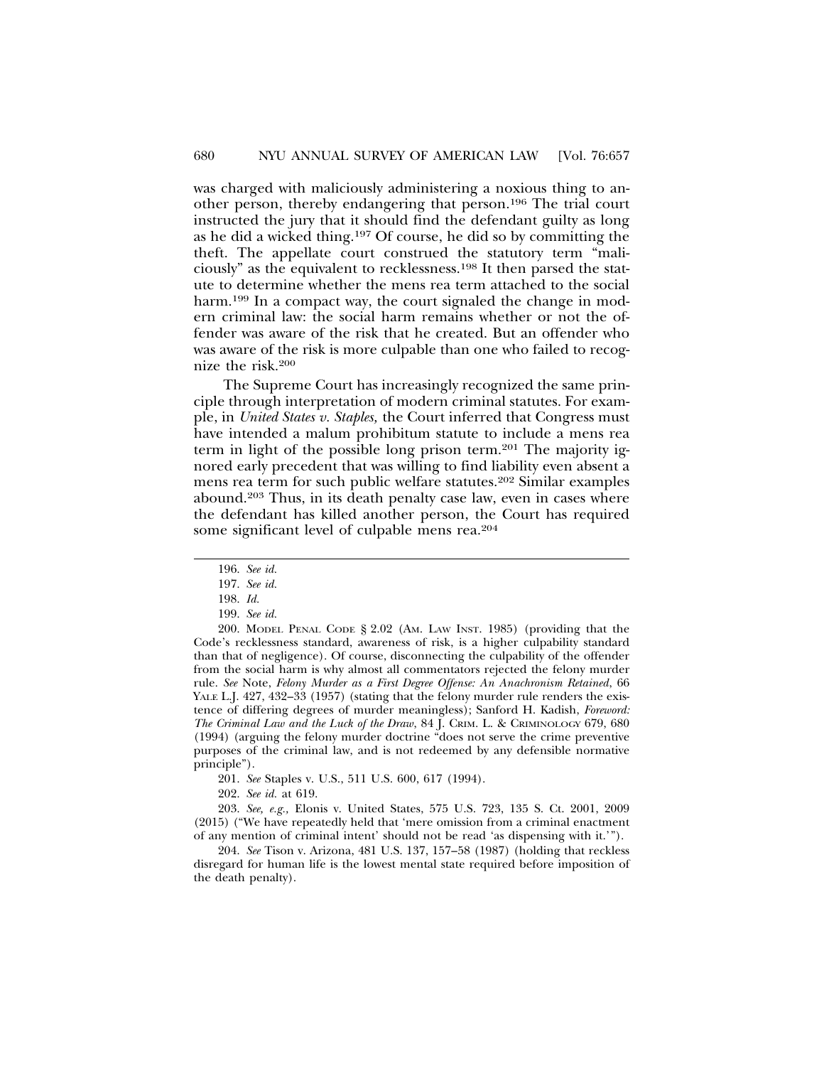was charged with maliciously administering a noxious thing to another person, thereby endangering that person.[196] The trial court instructed the jury that it should find the defendant guilty as long as he did a wicked thing.[197] Of course, he did so by committing the theft. The appellate court construed the statutory term "maliciously" as the equivalent to recklessness.[198] It then parsed the statute to determine whether the mens rea term attached to the social harm.[199] In a compact way, the court signaled the change in modern criminal law: the social harm remains whether or not the offender was aware of the risk that he created. But an offender who was aware of the risk is more culpable than one who failed to recognize the risk.[200]

The Supreme Court has increasingly recognized the same principle through interpretation of modern criminal statutes. For example, in *United States v. Staples,* the Court inferred that Congress must have intended a malum prohibitum statute to include a mens rea term in light of the possible long prison term.[201] The majority ignored early precedent that was willing to find liability even absent a mens rea term for such public welfare statutes.[202] Similar examples abound.[203] Thus, in its death penalty case law, even in cases where the defendant has killed another person, the Court has required some significant level of culpable mens rea.[204]

---

196. *See id.*

197. *See id.*

198. *Id.*

199. *See id.*

200. MODEL PENAL CODE § 2.02 (AM. LAW INST. 1985) (providing that the Code's recklessness standard, awareness of risk, is a higher culpability standard than that of negligence). Of course, disconnecting the culpability of the offender from the social harm is why almost all commentators rejected the felony murder rule. *See* Note, *Felony Murder as a First Degree Offense: An Anachronism Retained*, 66 YALE L.J. 427, 432–33 (1957) (stating that the felony murder rule renders the existence of differing degrees of murder meaningless); Sanford H. Kadish, *Foreword: The Criminal Law and the Luck of the Draw*, 84 J. CRIM. L. & CRIMINOLOGY 679, 680 (1994) (arguing the felony murder doctrine "does not serve the crime preventive purposes of the criminal law, and is not redeemed by any defensible normative principle").

201. *See* Staples v. U.S., 511 U.S. 600, 617 (1994).

202. *See id.* at 619.

203. *See, e.g.,* Elonis v. United States, 575 U.S. 723, 135 S. Ct. 2001, 2009 (2015) ("We have repeatedly held that 'mere omission from a criminal enactment of any mention of criminal intent' should not be read 'as dispensing with it.'").

204. *See* Tison v. Arizona, 481 U.S. 137, 157–58 (1987) (holding that reckless disregard for human life is the lowest mental state required before imposition of the death penalty).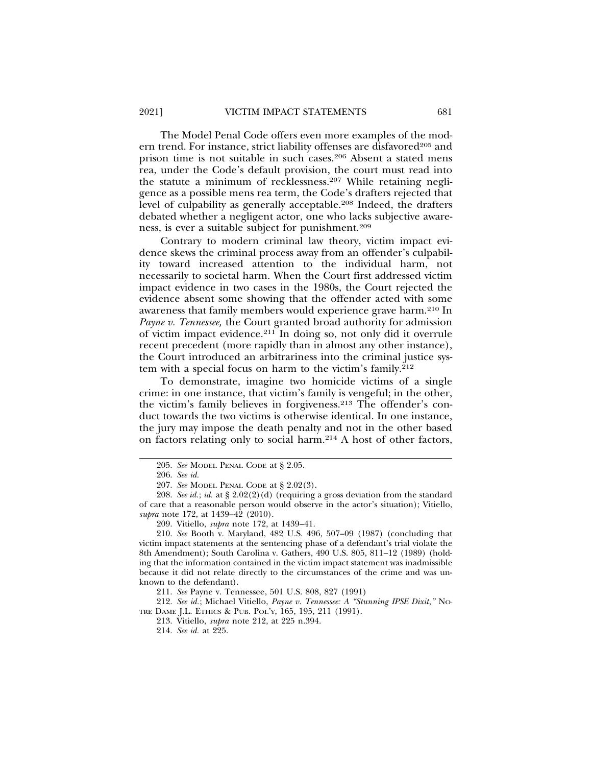The Model Penal Code offers even more examples of the modern trend. For instance, strict liability offenses are disfavored[205] and prison time is not suitable in such cases.[206] Absent a stated mens rea, under the Code's default provision, the court must read into the statute a minimum of recklessness.[207] While retaining negligence as a possible mens rea term, the Code's drafters rejected that level of culpability as generally acceptable.[208] Indeed, the drafters debated whether a negligent actor, one who lacks subjective awareness, is ever a suitable subject for punishment.[209]

Contrary to modern criminal law theory, victim impact evidence skews the criminal process away from an offender's culpability toward increased attention to the individual harm, not necessarily to societal harm. When the Court first addressed victim impact evidence in two cases in the 1980s, the Court rejected the evidence absent some showing that the offender acted with some awareness that family members would experience grave harm.[210] In *Payne v. Tennessee,* the Court granted broad authority for admission of victim impact evidence.[211] In doing so, not only did it overrule recent precedent (more rapidly than in almost any other instance), the Court introduced an arbitrariness into the criminal justice system with a special focus on harm to the victim's family.[212]

To demonstrate, imagine two homicide victims of a single crime: in one instance, that victim's family is vengeful; in the other, the victim's family believes in forgiveness.[213] The offender's conduct towards the two victims is otherwise identical. In one instance, the jury may impose the death penalty and not in the other based on factors relating only to social harm.[214] A host of other factors,

---

205. *See* Model Penal Code at § 2.05.

206. *See id.*

207. *See* Model Penal Code at § 2.02(3).

208. *See id.*; *id.* at § 2.02(2)(d) (requiring a gross deviation from the standard of care that a reasonable person would observe in the actor's situation); Vitiello, *supra* note 172, at 1439–42 (2010).

209. Vitiello, *supra* note 172, at 1439–41.

210. *See* Booth v. Maryland, 482 U.S. 496, 507–09 (1987) (concluding that victim impact statements at the sentencing phase of a defendant's trial violate the 8th Amendment); South Carolina v. Gathers, 490 U.S. 805, 811–12 (1989) (holding that the information contained in the victim impact statement was inadmissible because it did not relate directly to the circumstances of the crime and was unknown to the defendant).

211. *See* Payne v. Tennessee, 501 U.S. 808, 827 (1991)

212. *See id.*; Michael Vitiello, *Payne v. Tennessee: A "Stunning IPSE Dixit*,*"* Notre Dame J.L. Ethics & Pub. Pol'y, 165, 195, 211 (1991).

213. Vitiello, *supra* note 212, at 225 n.394.

214. *See id.* at 225.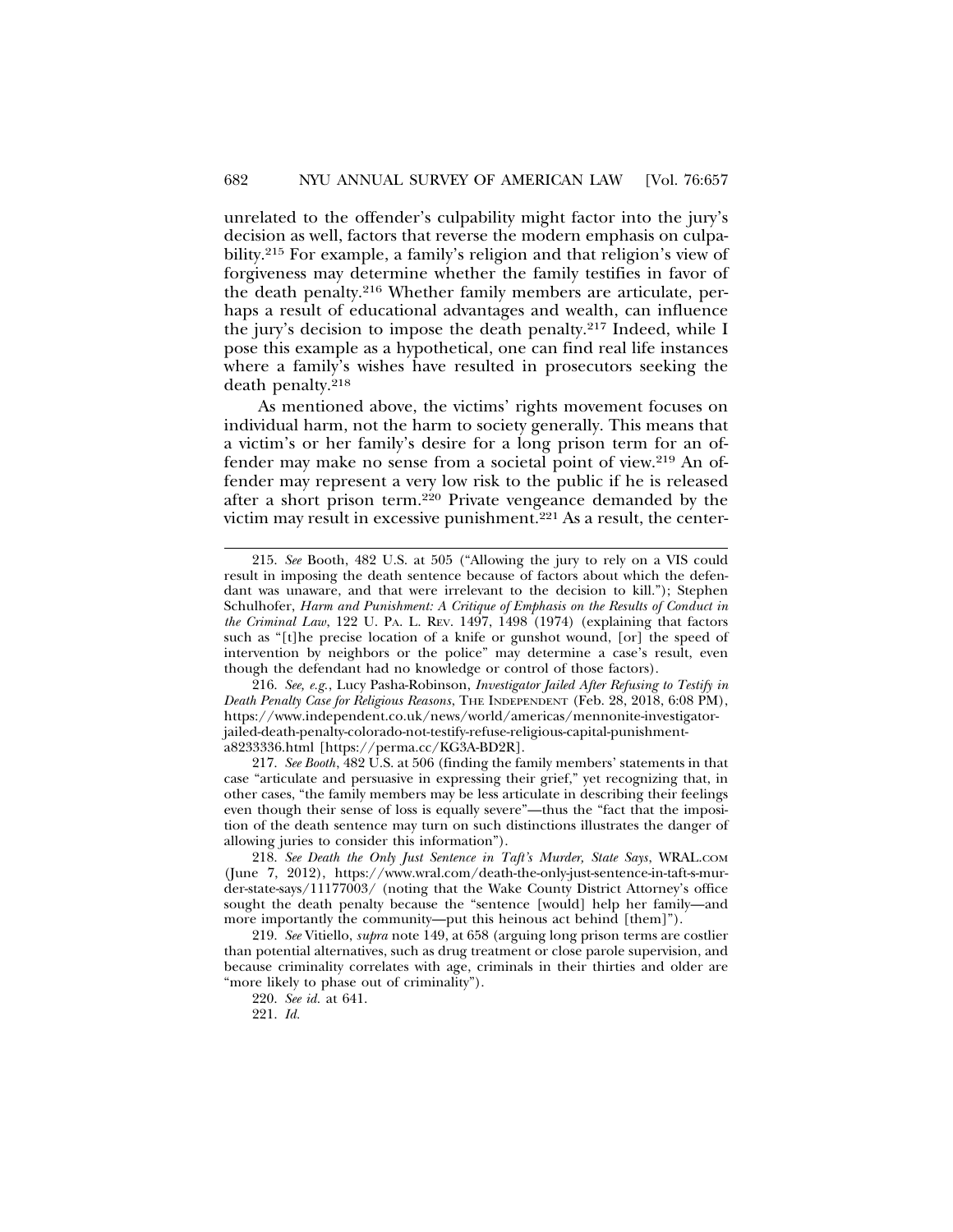unrelated to the offender's culpability might factor into the jury's decision as well, factors that reverse the modern emphasis on culpability.[215] For example, a family's religion and that religion's view of forgiveness may determine whether the family testifies in favor of the death penalty.[216] Whether family members are articulate, perhaps a result of educational advantages and wealth, can influence the jury's decision to impose the death penalty.[217] Indeed, while I pose this example as a hypothetical, one can find real life instances where a family's wishes have resulted in prosecutors seeking the death penalty.[218]

As mentioned above, the victims' rights movement focuses on individual harm, not the harm to society generally. This means that a victim's or her family's desire for a long prison term for an offender may make no sense from a societal point of view.[219] An offender may represent a very low risk to the public if he is released after a short prison term.[220] Private vengeance demanded by the victim may result in excessive punishment.[221] As a result, the center-

---

215. *See* Booth, 482 U.S. at 505 ("Allowing the jury to rely on a VIS could result in imposing the death sentence because of factors about which the defendant was unaware, and that were irrelevant to the decision to kill."); Stephen Schulhofer, *Harm and Punishment: A Critique of Emphasis on the Results of Conduct in the Criminal Law*, 122 U. PA. L. REV. 1497, 1498 (1974) (explaining that factors such as "[t]he precise location of a knife or gunshot wound, [or] the speed of intervention by neighbors or the police" may determine a case's result, even though the defendant had no knowledge or control of those factors).

216. *See, e.g.*, Lucy Pasha-Robinson, *Investigator Jailed After Refusing to Testify in Death Penalty Case for Religious Reasons*, THE INDEPENDENT (Feb. 28, 2018, 6:08 PM), https://www.independent.co.uk/news/world/americas/mennonite-investigator-jailed-death-penalty-colorado-not-testify-refuse-religious-capital-punishment-a8233336.html [https://perma.cc/KG3A-BD2R].

217. *See Booth*, 482 U.S. at 506 (finding the family members' statements in that case "articulate and persuasive in expressing their grief," yet recognizing that, in other cases, "the family members may be less articulate in describing their feelings even though their sense of loss is equally severe"—thus the "fact that the imposition of the death sentence may turn on such distinctions illustrates the danger of allowing juries to consider this information").

218. *See Death the Only Just Sentence in Taft's Murder, State Says*, WRAL.COM (June 7, 2012), https://www.wral.com/death-the-only-just-sentence-in-taft-s-murder-state-says/11177003/ (noting that the Wake County District Attorney's office sought the death penalty because the "sentence [would] help her family—and more importantly the community—put this heinous act behind [them]").

219. *See* Vitiello, *supra* note 149, at 658 (arguing long prison terms are costlier than potential alternatives, such as drug treatment or close parole supervision, and because criminality correlates with age, criminals in their thirties and older are "more likely to phase out of criminality").

220. *See id.* at 641.

221. *Id.*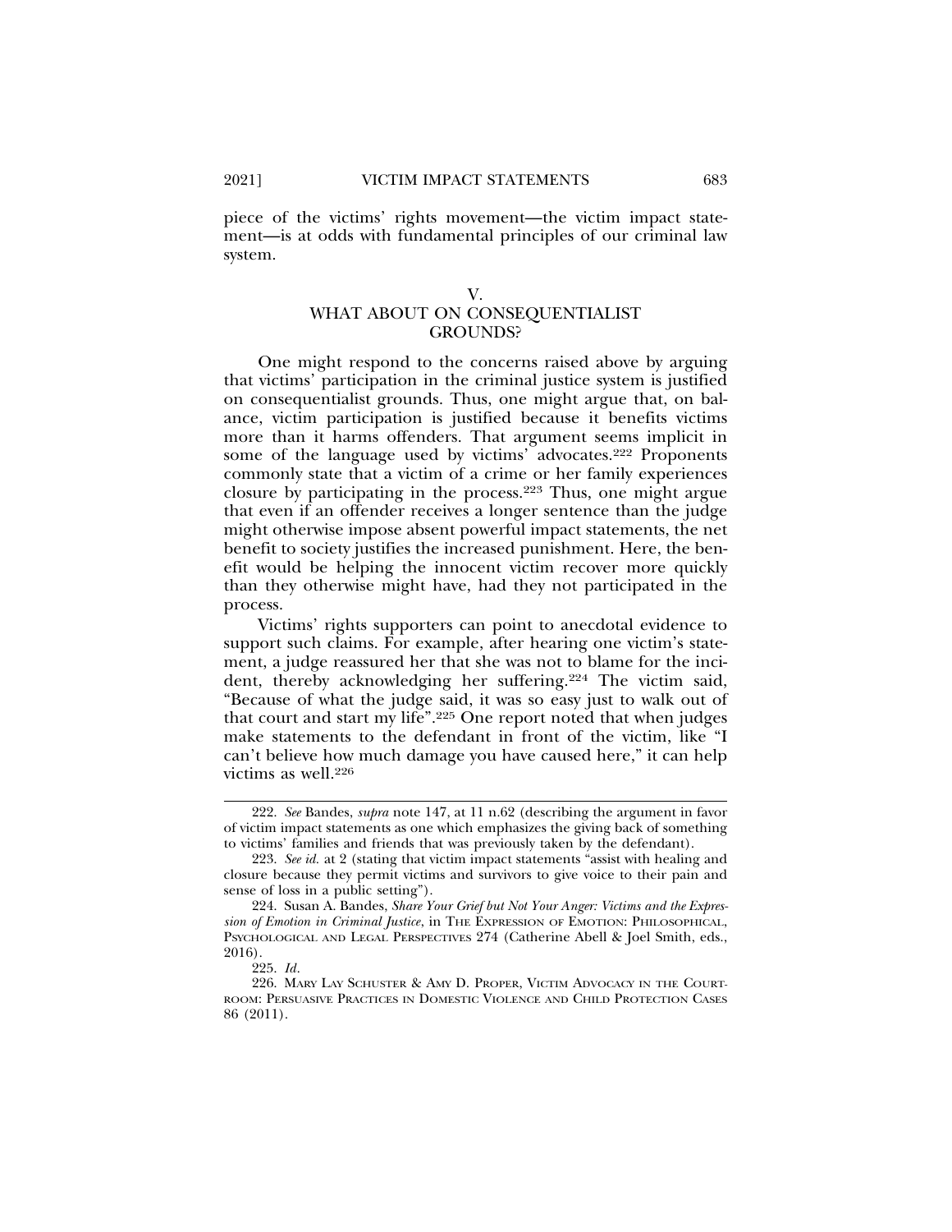piece of the victims' rights movement—the victim impact statement—is at odds with fundamental principles of our criminal law system.

## V. WHAT ABOUT ON CONSEQUENTIALIST GROUNDS?

One might respond to the concerns raised above by arguing that victims' participation in the criminal justice system is justified on consequentialist grounds. Thus, one might argue that, on balance, victim participation is justified because it benefits victims more than it harms offenders. That argument seems implicit in some of the language used by victims' advocates.[222] Proponents commonly state that a victim of a crime or her family experiences closure by participating in the process.[223] Thus, one might argue that even if an offender receives a longer sentence than the judge might otherwise impose absent powerful impact statements, the net benefit to society justifies the increased punishment. Here, the benefit would be helping the innocent victim recover more quickly than they otherwise might have, had they not participated in the process.

Victims' rights supporters can point to anecdotal evidence to support such claims. For example, after hearing one victim's statement, a judge reassured her that she was not to blame for the incident, thereby acknowledging her suffering.[224] The victim said, "Because of what the judge said, it was so easy just to walk out of that court and start my life".[225] One report noted that when judges make statements to the defendant in front of the victim, like "I can't believe how much damage you have caused here," it can help victims as well.[226]

---

222. *See* Bandes, *supra* note 147, at 11 n.62 (describing the argument in favor of victim impact statements as one which emphasizes the giving back of something to victims' families and friends that was previously taken by the defendant).

223. *See id.* at 2 (stating that victim impact statements "assist with healing and closure because they permit victims and survivors to give voice to their pain and sense of loss in a public setting").

224. Susan A. Bandes, *Share Your Grief but Not Your Anger: Victims and the Expression of Emotion in Criminal Justice*, in THE EXPRESSION OF EMOTION: PHILOSOPHICAL, PSYCHOLOGICAL AND LEGAL PERSPECTIVES 274 (Catherine Abell & Joel Smith, eds., 2016).

225. *Id.*

226. MARY LAY SCHUSTER & AMY D. PROPER, VICTIM ADVOCACY IN THE COURTROOM: PERSUASIVE PRACTICES IN DOMESTIC VIOLENCE AND CHILD PROTECTION CASES 86 (2011).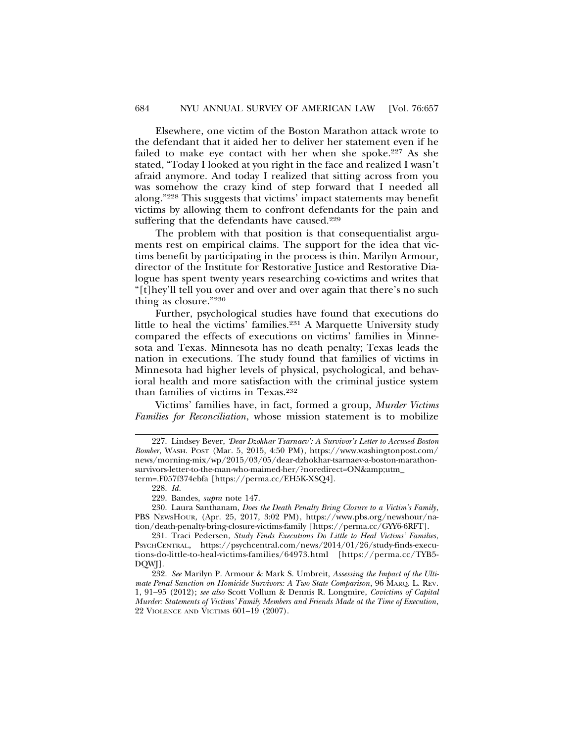Elsewhere, one victim of the Boston Marathon attack wrote to the defendant that it aided her to deliver her statement even if he failed to make eye contact with her when she spoke.[227] As she stated, "Today I looked at you right in the face and realized I wasn't afraid anymore. And today I realized that sitting across from you was somehow the crazy kind of step forward that I needed all along."[228] This suggests that victims' impact statements may benefit victims by allowing them to confront defendants for the pain and suffering that the defendants have caused.[229]

The problem with that position is that consequentialist arguments rest on empirical claims. The support for the idea that victims benefit by participating in the process is thin. Marilyn Armour, director of the Institute for Restorative Justice and Restorative Dialogue has spent twenty years researching co-victims and writes that "[t]hey'll tell you over and over and over again that there's no such thing as closure."[230]

Further, psychological studies have found that executions do little to heal the victims' families.[231] A Marquette University study compared the effects of executions on victims' families in Minnesota and Texas. Minnesota has no death penalty; Texas leads the nation in executions. The study found that families of victims in Minnesota had higher levels of physical, psychological, and behavioral health and more satisfaction with the criminal justice system than families of victims in Texas.[232]

Victims' families have, in fact, formed a group, *Murder Victims Families for Reconciliation*, whose mission statement is to mobilize

---

227. Lindsey Bever, *'Dear Dzokhar Tsarnaev': A Survivor's Letter to Accused Boston Bomber*, WASH. POST (Mar. 5, 2015, 4:50 PM), https://www.washingtonpost.com/news/morning-mix/wp/2015/03/05/dear-dzhokhar-tsarnaev-a-boston-marathon-survivors-letter-to-the-man-who-maimed-her/?noredirect=ON&amp;utm_term=.F057f374ebfa [https://perma.cc/EH5K-XSQ4].

228. *Id.*

229. Bandes, *supra* note 147.

230. Laura Santhanam, *Does the Death Penalty Bring Closure to a Victim's Family*, PBS NEWSHOUR, (Apr. 25, 2017, 3:02 PM), https://www.pbs.org/newshour/nation/death-penalty-bring-closure-victims-family [https://perma.cc/GYY6-6RFT].

231. Traci Pedersen, *Study Finds Executions Do Little to Heal Victims' Families*, PSYCHCENTRAL, https://psychcentral.com/news/2014/01/26/study-finds-executions-do-little-to-heal-victims-families/64973.html [https://perma.cc/TYB5-DQWJ].

232. *See* Marilyn P. Armour & Mark S. Umbreit, *Assessing the Impact of the Ultimate Penal Sanction on Homicide Survivors: A Two State Comparison*, 96 MARQ. L. REV. 1, 91–95 (2012); *see also* Scott Vollum & Dennis R. Longmire, *Covictims of Capital Murder: Statements of Victims' Family Members and Friends Made at the Time of Execution*, 22 VIOLENCE AND VICTIMS 601–19 (2007).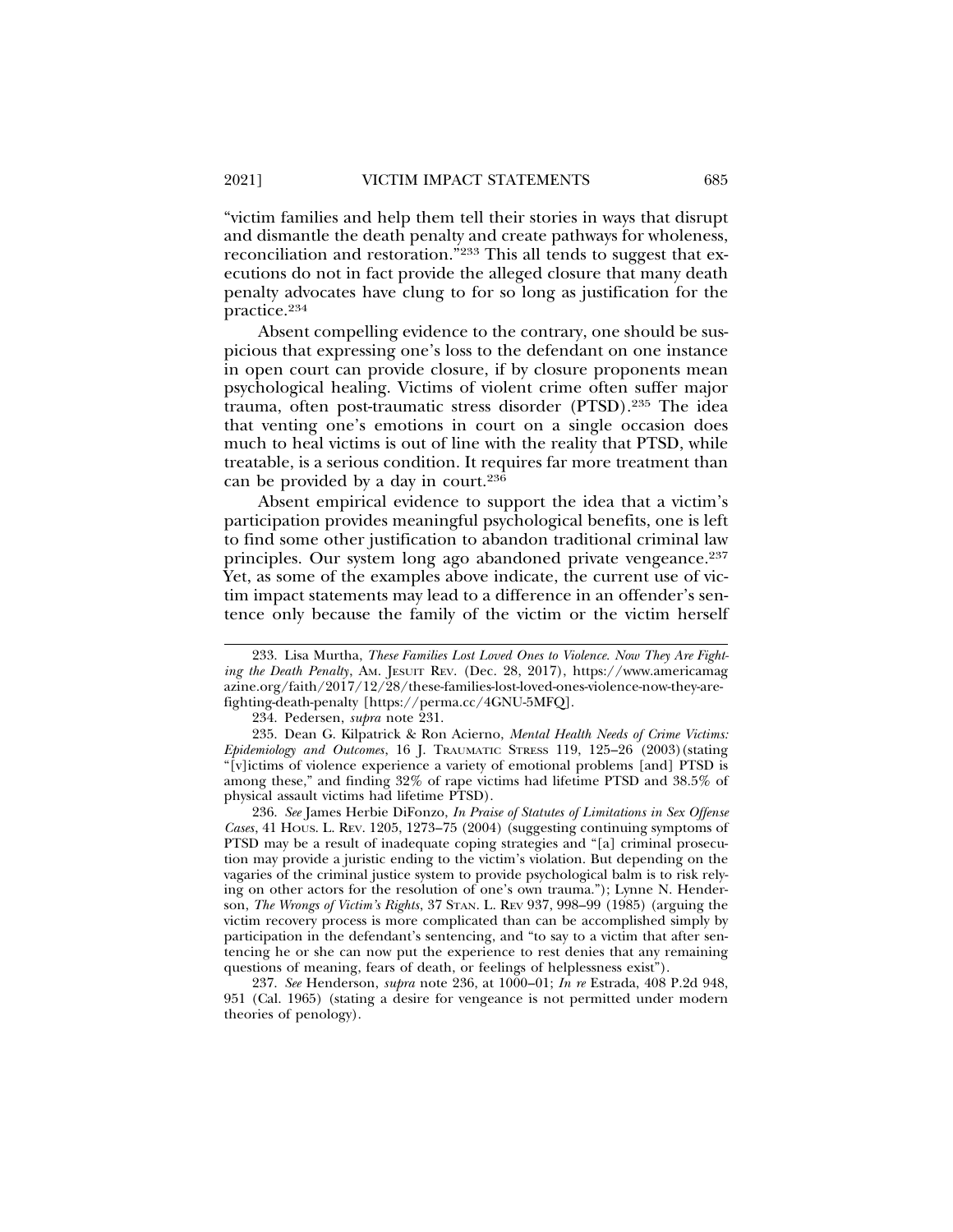"victim families and help them tell their stories in ways that disrupt and dismantle the death penalty and create pathways for wholeness, reconciliation and restoration."[233] This all tends to suggest that executions do not in fact provide the alleged closure that many death penalty advocates have clung to for so long as justification for the practice.[234]

Absent compelling evidence to the contrary, one should be suspicious that expressing one's loss to the defendant on one instance in open court can provide closure, if by closure proponents mean psychological healing. Victims of violent crime often suffer major trauma, often post-traumatic stress disorder (PTSD).[235] The idea that venting one's emotions in court on a single occasion does much to heal victims is out of line with the reality that PTSD, while treatable, is a serious condition. It requires far more treatment than can be provided by a day in court.[236]

Absent empirical evidence to support the idea that a victim's participation provides meaningful psychological benefits, one is left to find some other justification to abandon traditional criminal law principles. Our system long ago abandoned private vengeance.[237] Yet, as some of the examples above indicate, the current use of victim impact statements may lead to a difference in an offender's sentence only because the family of the victim or the victim herself

---

233. Lisa Murtha, *These Families Lost Loved Ones to Violence. Now They Are Fighting the Death Penalty*, AM. JESUIT REV. (Dec. 28, 2017), https://www.americamagazine.org/faith/2017/12/28/these-families-lost-loved-ones-violence-now-they-are-fighting-death-penalty [https://perma.cc/4GNU-5MFQ].

234. Pedersen, *supra* note 231.

235. Dean G. Kilpatrick & Ron Acierno, *Mental Health Needs of Crime Victims: Epidemiology and Outcomes*, 16 J. TRAUMATIC STRESS 119, 125–26 (2003) (stating "[v]ictims of violence experience a variety of emotional problems [and] PTSD is among these," and finding 32% of rape victims had lifetime PTSD and 38.5% of physical assault victims had lifetime PTSD).

236. *See* James Herbie DiFonzo, *In Praise of Statutes of Limitations in Sex Offense Cases*, 41 HOUS. L. REV. 1205, 1273–75 (2004) (suggesting continuing symptoms of PTSD may be a result of inadequate coping strategies and "[a] criminal prosecution may provide a juristic ending to the victim's violation. But depending on the vagaries of the criminal justice system to provide psychological balm is to risk relying on other actors for the resolution of one's own trauma."); Lynne N. Henderson, *The Wrongs of Victim's Rights*, 37 STAN. L. REV 937, 998–99 (1985) (arguing the victim recovery process is more complicated than can be accomplished simply by participation in the defendant's sentencing, and "to say to a victim that after sentencing he or she can now put the experience to rest denies that any remaining questions of meaning, fears of death, or feelings of helplessness exist").

237. *See* Henderson, *supra* note 236, at 1000–01; *In re* Estrada, 408 P.2d 948, 951 (Cal. 1965) (stating a desire for vengeance is not permitted under modern theories of penology).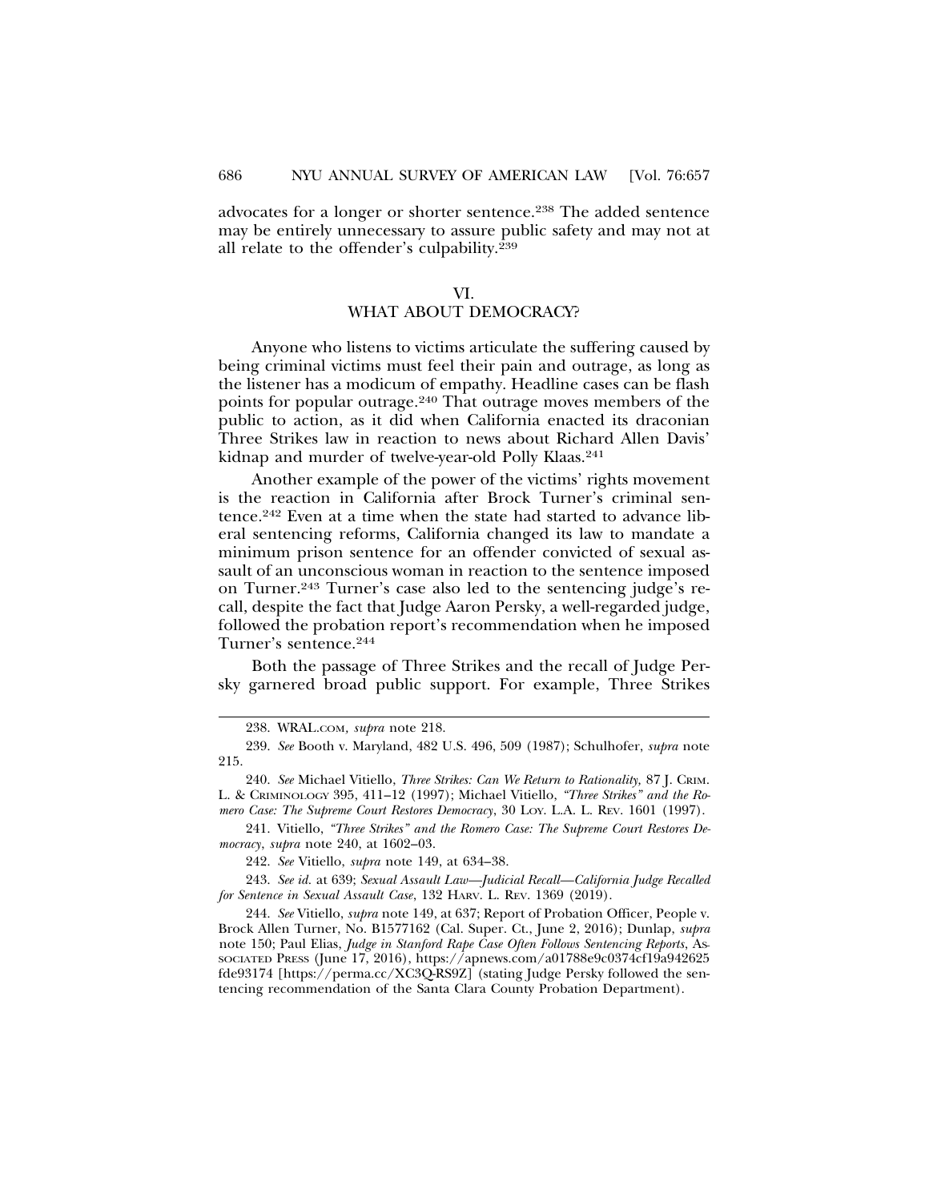advocates for a longer or shorter sentence.[238] The added sentence may be entirely unnecessary to assure public safety and may not at all relate to the offender's culpability.[239]

## VI.
## WHAT ABOUT DEMOCRACY?

Anyone who listens to victims articulate the suffering caused by being criminal victims must feel their pain and outrage, as long as the listener has a modicum of empathy. Headline cases can be flash points for popular outrage.[240] That outrage moves members of the public to action, as it did when California enacted its draconian Three Strikes law in reaction to news about Richard Allen Davis' kidnap and murder of twelve-year-old Polly Klaas.[241]

Another example of the power of the victims' rights movement is the reaction in California after Brock Turner's criminal sentence.[242] Even at a time when the state had started to advance liberal sentencing reforms, California changed its law to mandate a minimum prison sentence for an offender convicted of sexual assault of an unconscious woman in reaction to the sentence imposed on Turner.[243] Turner's case also led to the sentencing judge's recall, despite the fact that Judge Aaron Persky, a well-regarded judge, followed the probation report's recommendation when he imposed Turner's sentence.[244]

Both the passage of Three Strikes and the recall of Judge Persky garnered broad public support. For example, Three Strikes

---

238. WRAL.COM, *supra* note 218.

239. *See* Booth v. Maryland, 482 U.S. 496, 509 (1987); Schulhofer, *supra* note 215.

240. *See* Michael Vitiello, *Three Strikes: Can We Return to Rationality,* 87 J. CRIM. L. & CRIMINOLOGY 395, 411–12 (1997); Michael Vitiello, *"Three Strikes" and the Romero Case: The Supreme Court Restores Democracy*, 30 LOY. L.A. L. REV. 1601 (1997).

241. Vitiello, *"Three Strikes" and the Romero Case: The Supreme Court Restores Democracy*, *supra* note 240, at 1602–03.

242. *See* Vitiello, *supra* note 149, at 634–38.

243. *See id.* at 639; *Sexual Assault Law—Judicial Recall—California Judge Recalled for Sentence in Sexual Assault Case*, 132 HARV. L. REV. 1369 (2019).

244. *See* Vitiello, *supra* note 149, at 637; Report of Probation Officer, People v. Brock Allen Turner, No. B1577162 (Cal. Super. Ct., June 2, 2016); Dunlap, *supra* note 150; Paul Elias, *Judge in Stanford Rape Case Often Follows Sentencing Reports*, ASSOCIATED PRESS (June 17, 2016), https://apnews.com/a01788e9c0374cf19a942625fde93174 [https://perma.cc/XC3Q-RS9Z] (stating Judge Persky followed the sentencing recommendation of the Santa Clara County Probation Department).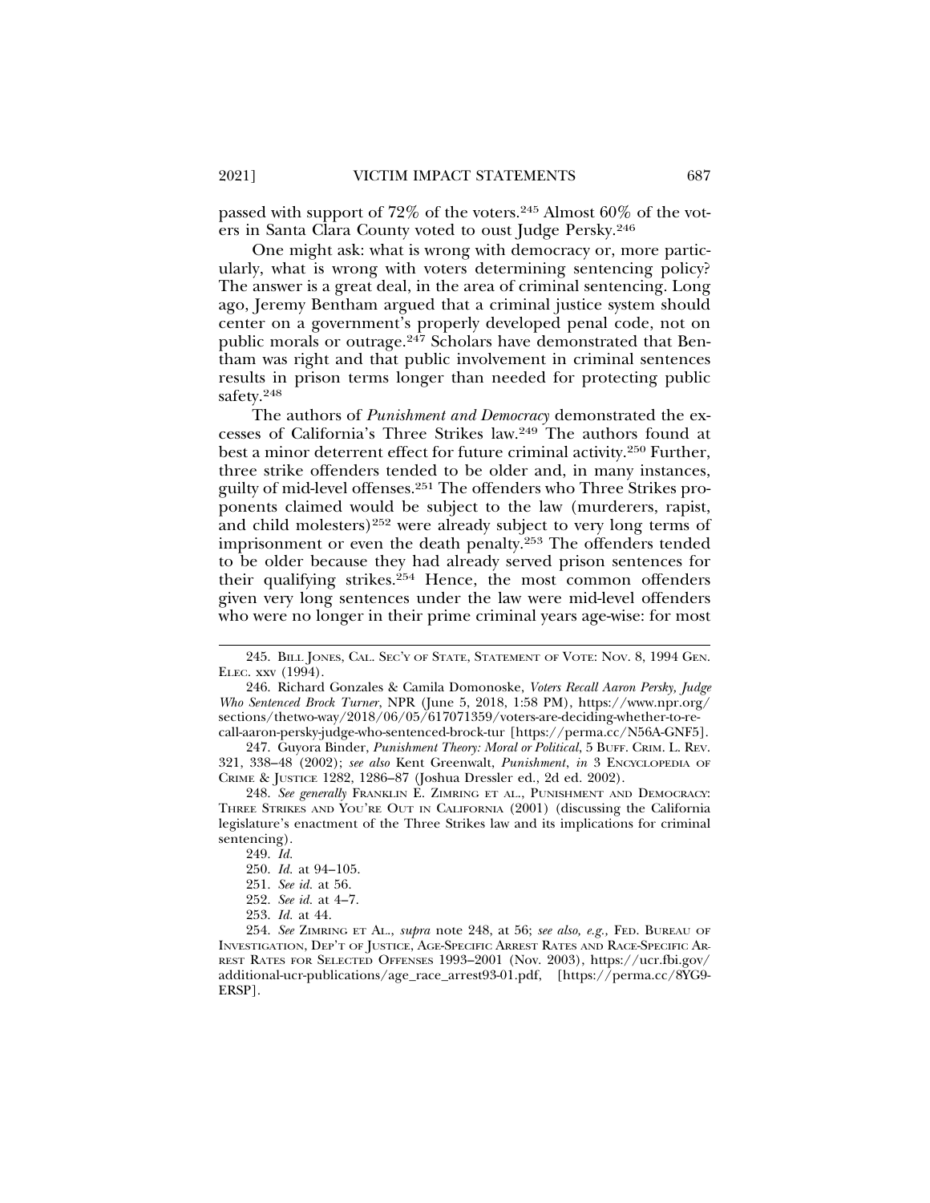passed with support of 72% of the voters.[245] Almost 60% of the voters in Santa Clara County voted to oust Judge Persky.[246]

One might ask: what is wrong with democracy or, more particularly, what is wrong with voters determining sentencing policy? The answer is a great deal, in the area of criminal sentencing. Long ago, Jeremy Bentham argued that a criminal justice system should center on a government's properly developed penal code, not on public morals or outrage.[247] Scholars have demonstrated that Bentham was right and that public involvement in criminal sentences results in prison terms longer than needed for protecting public safety.[248]

The authors of *Punishment and Democracy* demonstrated the excesses of California's Three Strikes law.[249] The authors found at best a minor deterrent effect for future criminal activity.[250] Further, three strike offenders tended to be older and, in many instances, guilty of mid-level offenses.[251] The offenders who Three Strikes proponents claimed would be subject to the law (murderers, rapist, and child molesters)[252] were already subject to very long terms of imprisonment or even the death penalty.[253] The offenders tended to be older because they had already served prison sentences for their qualifying strikes.[254] Hence, the most common offenders given very long sentences under the law were mid-level offenders who were no longer in their prime criminal years age-wise: for most

---

245. BILL JONES, CAL. SEC'Y OF STATE, STATEMENT OF VOTE: NOV. 8, 1994 GEN. ELEC. xxv (1994).

246. Richard Gonzales & Camila Domonoske, *Voters Recall Aaron Persky, Judge Who Sentenced Brock Turner*, NPR (June 5, 2018, 1:58 PM), https://www.npr.org/sections/thetwo-way/2018/06/05/617071359/voters-are-deciding-whether-to-recall-aaron-persky-judge-who-sentenced-brock-tur [https://perma.cc/N56A-GNF5].

247. Guyora Binder, *Punishment Theory: Moral or Political*, 5 BUFF. CRIM. L. REV. 321, 338–48 (2002); *see also* Kent Greenwalt, *Punishment*, *in* 3 ENCYCLOPEDIA OF CRIME & JUSTICE 1282, 1286–87 (Joshua Dressler ed., 2d ed. 2002).

248. *See generally* FRANKLIN E. ZIMRING ET AL., PUNISHMENT AND DEMOCRACY: THREE STRIKES AND YOU'RE OUT IN CALIFORNIA (2001) (discussing the California legislature's enactment of the Three Strikes law and its implications for criminal sentencing).

249. *Id.*

250. *Id.* at 94–105.

251. *See id.* at 56.

252. *See id.* at 4–7.

253. *Id.* at 44.

254. *See* ZIMRING ET AL., *supra* note 248, at 56; *see also, e.g.,* FED. BUREAU OF INVESTIGATION, DEP'T OF JUSTICE, AGE-SPECIFIC ARREST RATES AND RACE-SPECIFIC ARREST RATES FOR SELECTED OFFENSES 1993–2001 (Nov. 2003), https://ucr.fbi.gov/additional-ucr-publications/age_race_arrest93-01.pdf, [https://perma.cc/8YG9-ERSP].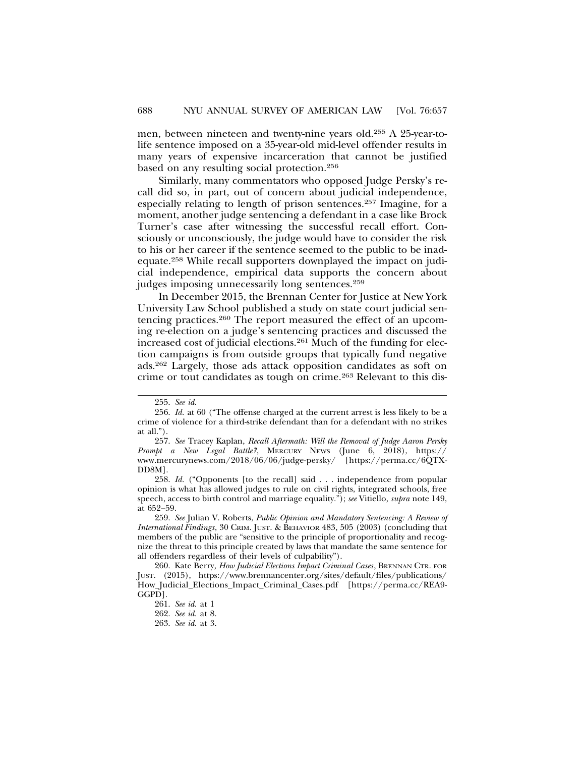men, between nineteen and twenty-nine years old.[255] A 25-year-to-life sentence imposed on a 35-year-old mid-level offender results in many years of expensive incarceration that cannot be justified based on any resulting social protection.[256]

Similarly, many commentators who opposed Judge Persky's recall did so, in part, out of concern about judicial independence, especially relating to length of prison sentences.[257] Imagine, for a moment, another judge sentencing a defendant in a case like Brock Turner's case after witnessing the successful recall effort. Consciously or unconsciously, the judge would have to consider the risk to his or her career if the sentence seemed to the public to be inadequate.[258] While recall supporters downplayed the impact on judicial independence, empirical data supports the concern about judges imposing unnecessarily long sentences.[259]

In December 2015, the Brennan Center for Justice at New York University Law School published a study on state court judicial sentencing practices.[260] The report measured the effect of an upcoming re-election on a judge's sentencing practices and discussed the increased cost of judicial elections.[261] Much of the funding for election campaigns is from outside groups that typically fund negative ads.[262] Largely, those ads attack opposition candidates as soft on crime or tout candidates as tough on crime.[263] Relevant to this dis-

---

255. *See id.*

256. *Id.* at 60 ("The offense charged at the current arrest is less likely to be a crime of violence for a third-strike defendant than for a defendant with no strikes at all.").

257. *See* Tracey Kaplan, *Recall Aftermath: Will the Removal of Judge Aaron Persky Prompt a New Legal Battle?*, MERCURY NEWS (June 6, 2018), https://www.mercurynews.com/2018/06/06/judge-persky/ [https://perma.cc/6QTX-DD8M].

258. *Id.* ("Opponents [to the recall] said . . . independence from popular opinion is what has allowed judges to rule on civil rights, integrated schools, free speech, access to birth control and marriage equality."); *see* Vitiello, *supra* note 149, at 652–59.

259. *See* Julian V. Roberts, *Public Opinion and Mandatory Sentencing: A Review of International Findings*, 30 CRIM. JUST. & BEHAVIOR 483, 505 (2003) (concluding that members of the public are "sensitive to the principle of proportionality and recognize the threat to this principle created by laws that mandate the same sentence for all offenders regardless of their levels of culpability").

260. Kate Berry, *How Judicial Elections Impact Criminal Cases*, BRENNAN CTR. FOR JUST. (2015), https://www.brennancenter.org/sites/default/files/publications/How_Judicial_Elections_Impact_Criminal_Cases.pdf [https://perma.cc/REA9-GGPD].

261. *See id.* at 1

262. *See id.* at 8.

263. *See id.* at 3.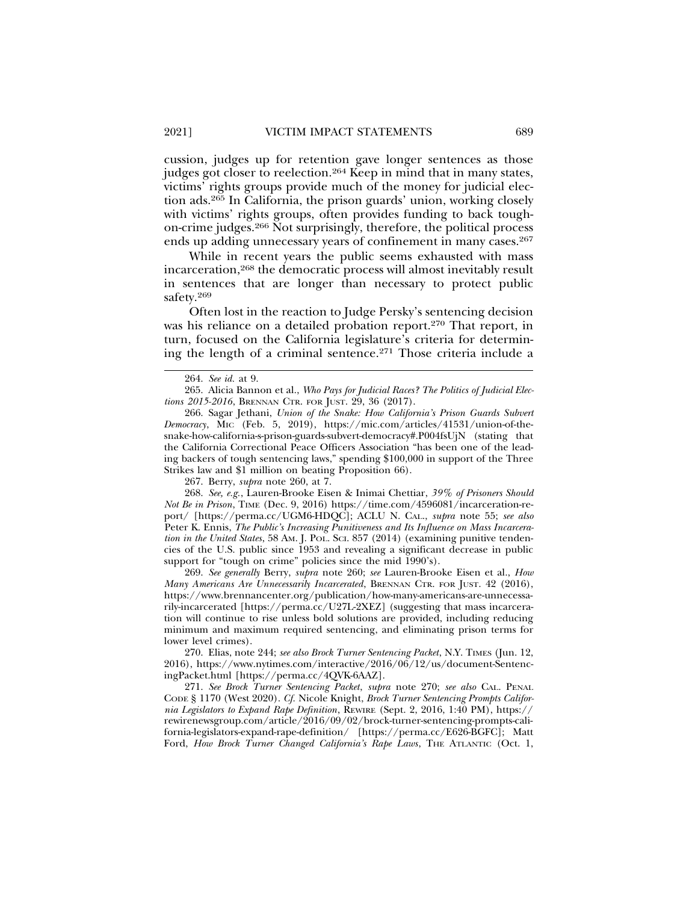cussion, judges up for retention gave longer sentences as those judges got closer to reelection.[264] Keep in mind that in many states, victims' rights groups provide much of the money for judicial election ads.[265] In California, the prison guards' union, working closely with victims' rights groups, often provides funding to back tough-on-crime judges.[266] Not surprisingly, therefore, the political process ends up adding unnecessary years of confinement in many cases.[267]

While in recent years the public seems exhausted with mass incarceration,[268] the democratic process will almost inevitably result in sentences that are longer than necessary to protect public safety.[269]

Often lost in the reaction to Judge Persky's sentencing decision was his reliance on a detailed probation report.[270] That report, in turn, focused on the California legislature's criteria for determining the length of a criminal sentence.[271] Those criteria include a

---

264. *See id.* at 9.

265. Alicia Bannon et al., *Who Pays for Judicial Races? The Politics of Judicial Elections 2015-2016*, BRENNAN CTR. FOR JUST. 29, 36 (2017).

266. Sagar Jethani, *Union of the Snake: How California's Prison Guards Subvert Democracy*, MIC (Feb. 5, 2019), https://mic.com/articles/41531/union-of-the-snake-how-california-s-prison-guards-subvert-democracy#.P004fsUjN (stating that the California Correctional Peace Officers Association "has been one of the leading backers of tough sentencing laws," spending $100,000 in support of the Three Strikes law and $1 million on beating Proposition 66).

267. Berry, *supra* note 260, at 7.

268. *See, e.g.*, Lauren-Brooke Eisen & Inimai Chettiar, *39% of Prisoners Should Not Be in Prison*, TIME (Dec. 9, 2016) https://time.com/4596081/incarceration-report/ [https://perma.cc/UGM6-HDQC]; ACLU N. CAL., *supra* note 55; *see also* Peter K. Ennis, *The Public's Increasing Punitiveness and Its Influence on Mass Incarceration in the United States*, 58 AM. J. POL. SCI. 857 (2014) (examining punitive tendencies of the U.S. public since 1953 and revealing a significant decrease in public support for "tough on crime" policies since the mid 1990's).

269. *See generally* Berry, *supra* note 260; *see* Lauren-Brooke Eisen et al., *How Many Americans Are Unnecessarily Incarcerated*, BRENNAN CTR. FOR JUST. 42 (2016), https://www.brennancenter.org/publication/how-many-americans-are-unnecessarily-incarcerated [https://perma.cc/U27L-2XEZ] (suggesting that mass incarceration will continue to rise unless bold solutions are provided, including reducing minimum and maximum required sentencing, and eliminating prison terms for lower level crimes).

270. Elias, note 244; *see also Brock Turner Sentencing Packet*, N.Y. TIMES (Jun. 12, 2016), https://www.nytimes.com/interactive/2016/06/12/us/document-SentencingPacket.html [https://perma.cc/4QVK-6AAZ].

271. *See Brock Turner Sentencing Packet*, *supra* note 270; *see also* CAL. PENAL CODE § 1170 (West 2020). *Cf.* Nicole Knight, *Brock Turner Sentencing Prompts California Legislators to Expand Rape Definition*, REWIRE (Sept. 2, 2016, 1:40 PM), https://rewirenewsgroup.com/article/2016/09/02/brock-turner-sentencing-prompts-california-legislators-expand-rape-definition/ [https://perma.cc/E626-BGFC]; Matt Ford, *How Brock Turner Changed California's Rape Laws*, THE ATLANTIC (Oct. 1,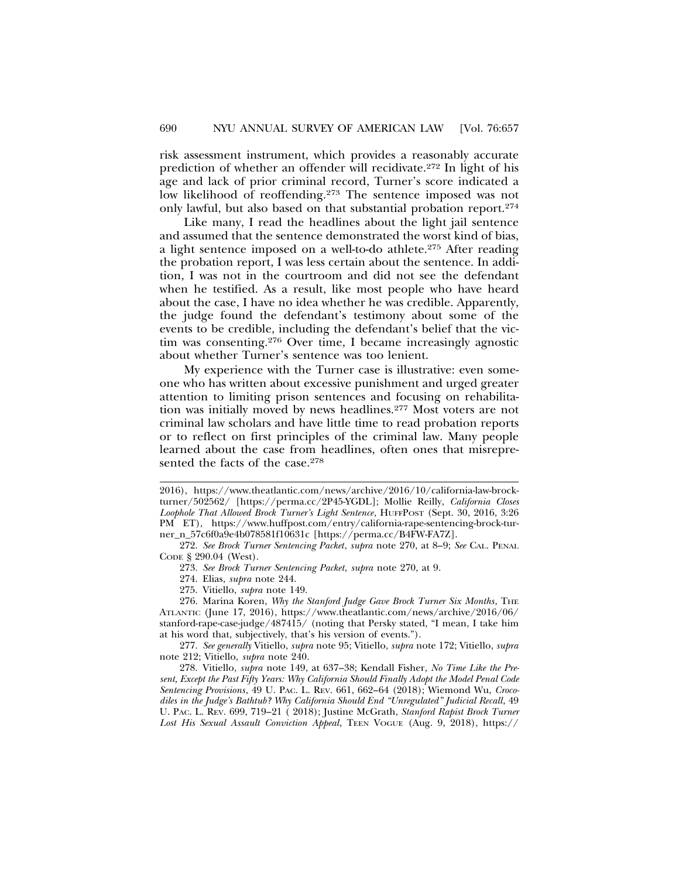risk assessment instrument, which provides a reasonably accurate prediction of whether an offender will recidivate.[272] In light of his age and lack of prior criminal record, Turner's score indicated a low likelihood of reoffending.[273] The sentence imposed was not only lawful, but also based on that substantial probation report.[274]

Like many, I read the headlines about the light jail sentence and assumed that the sentence demonstrated the worst kind of bias, a light sentence imposed on a well-to-do athlete.[275] After reading the probation report, I was less certain about the sentence. In addition, I was not in the courtroom and did not see the defendant when he testified. As a result, like most people who have heard about the case, I have no idea whether he was credible. Apparently, the judge found the defendant's testimony about some of the events to be credible, including the defendant's belief that the victim was consenting.[276] Over time, I became increasingly agnostic about whether Turner's sentence was too lenient.

My experience with the Turner case is illustrative: even someone who has written about excessive punishment and urged greater attention to limiting prison sentences and focusing on rehabilitation was initially moved by news headlines.[277] Most voters are not criminal law scholars and have little time to read probation reports or to reflect on first principles of the criminal law. Many people learned about the case from headlines, often ones that misrepresented the facts of the case.[278]

---

2016), https://www.theatlantic.com/news/archive/2016/10/california-law-brock-turner/502562/ [https://perma.cc/2P45-YGDL]; Mollie Reilly, *California Closes Loophole That Allowed Brock Turner's Light Sentence*, HUFFPOST (Sept. 30, 2016, 3:26 PM ET), https://www.huffpost.com/entry/california-rape-sentencing-brock-turner_n_57c6f0a9e4b078581f10631c [https://perma.cc/B4FW-FA7Z].

272. *See Brock Turner Sentencing Packet*, *supra* note 270, at 8–9; *See* CAL. PENAL CODE § 290.04 (West).

273. *See Brock Turner Sentencing Packet*, *supra* note 270, at 9.

274. Elias, *supra* note 244.

275. Vitiello, *supra* note 149.

276. Marina Koren, *Why the Stanford Judge Gave Brock Turner Six Months*, THE ATLANTIC (June 17, 2016), https://www.theatlantic.com/news/archive/2016/06/stanford-rape-case-judge/487415/ (noting that Persky stated, "I mean, I take him at his word that, subjectively, that's his version of events.").

277. *See generally* Vitiello, *supra* note 95; Vitiello, *supra* note 172; Vitiello, *supra* note 212; Vitiello, *supra* note 240.

278. Vitiello, *supra* note 149, at 637–38; Kendall Fisher, *No Time Like the Present, Except the Past Fifty Years: Why California Should Finally Adopt the Model Penal Code Sentencing Provisions*, 49 U. PAC. L. REV. 661, 662–64 (2018); Wiemond Wu, *Crocodiles in the Judge's Bathtub? Why California Should End "Unregulated" Judicial Recall*, 49 U. PAC. L. REV. 699, 719–21 ( 2018); Justine McGrath, *Stanford Rapist Brock Turner Lost His Sexual Assault Conviction Appeal*, TEEN VOGUE (Aug. 9, 2018), https://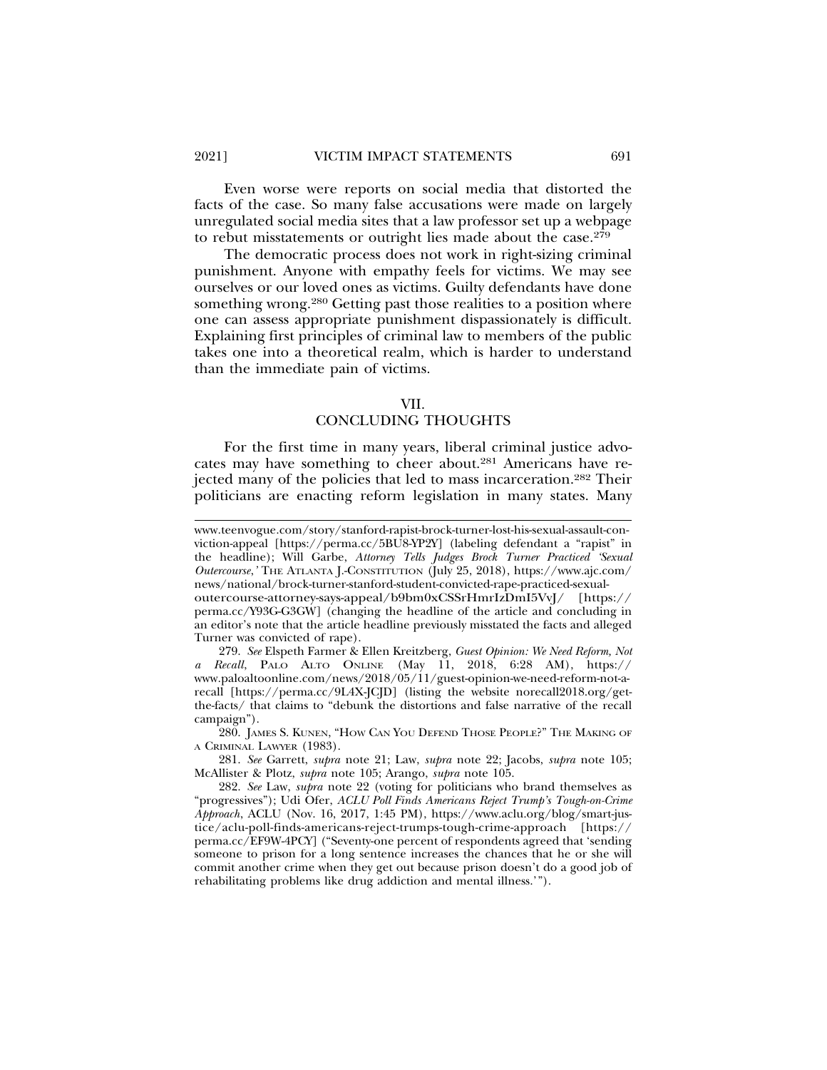Even worse were reports on social media that distorted the facts of the case. So many false accusations were made on largely unregulated social media sites that a law professor set up a webpage to rebut misstatements or outright lies made about the case.[279]

The democratic process does not work in right-sizing criminal punishment. Anyone with empathy feels for victims. We may see ourselves or our loved ones as victims. Guilty defendants have done something wrong.[280] Getting past those realities to a position where one can assess appropriate punishment dispassionately is difficult. Explaining first principles of criminal law to members of the public takes one into a theoretical realm, which is harder to understand than the immediate pain of victims.

## VII. CONCLUDING THOUGHTS

For the first time in many years, liberal criminal justice advocates may have something to cheer about.[281] Americans have rejected many of the policies that led to mass incarceration.[282] Their politicians are enacting reform legislation in many states. Many

---

www.teenvogue.com/story/stanford-rapist-brock-turner-lost-his-sexual-assault-conviction-appeal [https://perma.cc/5BU8-YP2Y] (labeling defendant a "rapist" in the headline); Will Garbe, *Attorney Tells Judges Brock Turner Practiced 'Sexual Outercourse,'* THE ATLANTA J.-CONSTITUTION (July 25, 2018), https://www.ajc.com/news/national/brock-turner-stanford-student-convicted-rape-practiced-sexual-outercourse-attorney-says-appeal/b9bm0xCSSrHmrIzDmI5VvJ/ [https://perma.cc/Y93G-G3GW] (changing the headline of the article and concluding in an editor's note that the article headline previously misstated the facts and alleged Turner was convicted of rape).

279. *See* Elspeth Farmer & Ellen Kreitzberg, *Guest Opinion: We Need Reform, Not a Recall*, PALO ALTO ONLINE (May 11, 2018, 6:28 AM), https://www.paloaltoonline.com/news/2018/05/11/guest-opinion-we-need-reform-not-a-recall [https://perma.cc/9L4X-JCJD] (listing the website norecall2018.org/get-the-facts/ that claims to "debunk the distortions and false narrative of the recall campaign").

280. JAMES S. KUNEN, "HOW CAN YOU DEFEND THOSE PEOPLE?" THE MAKING OF A CRIMINAL LAWYER (1983).

281. *See* Garrett, *supra* note 21; Law, *supra* note 22; Jacobs, *supra* note 105; McAllister & Plotz, *supra* note 105; Arango, *supra* note 105.

282. *See* Law, *supra* note 22 (voting for politicians who brand themselves as "progressives"); Udi Ofer, *ACLU Poll Finds Americans Reject Trump's Tough-on-Crime Approach*, ACLU (Nov. 16, 2017, 1:45 PM), https://www.aclu.org/blog/smart-justice/aclu-poll-finds-americans-reject-trumps-tough-crime-approach [https://perma.cc/EF9W-4PCY] ("Seventy-one percent of respondents agreed that 'sending someone to prison for a long sentence increases the chances that he or she will commit another crime when they get out because prison doesn't do a good job of rehabilitating problems like drug addiction and mental illness.'").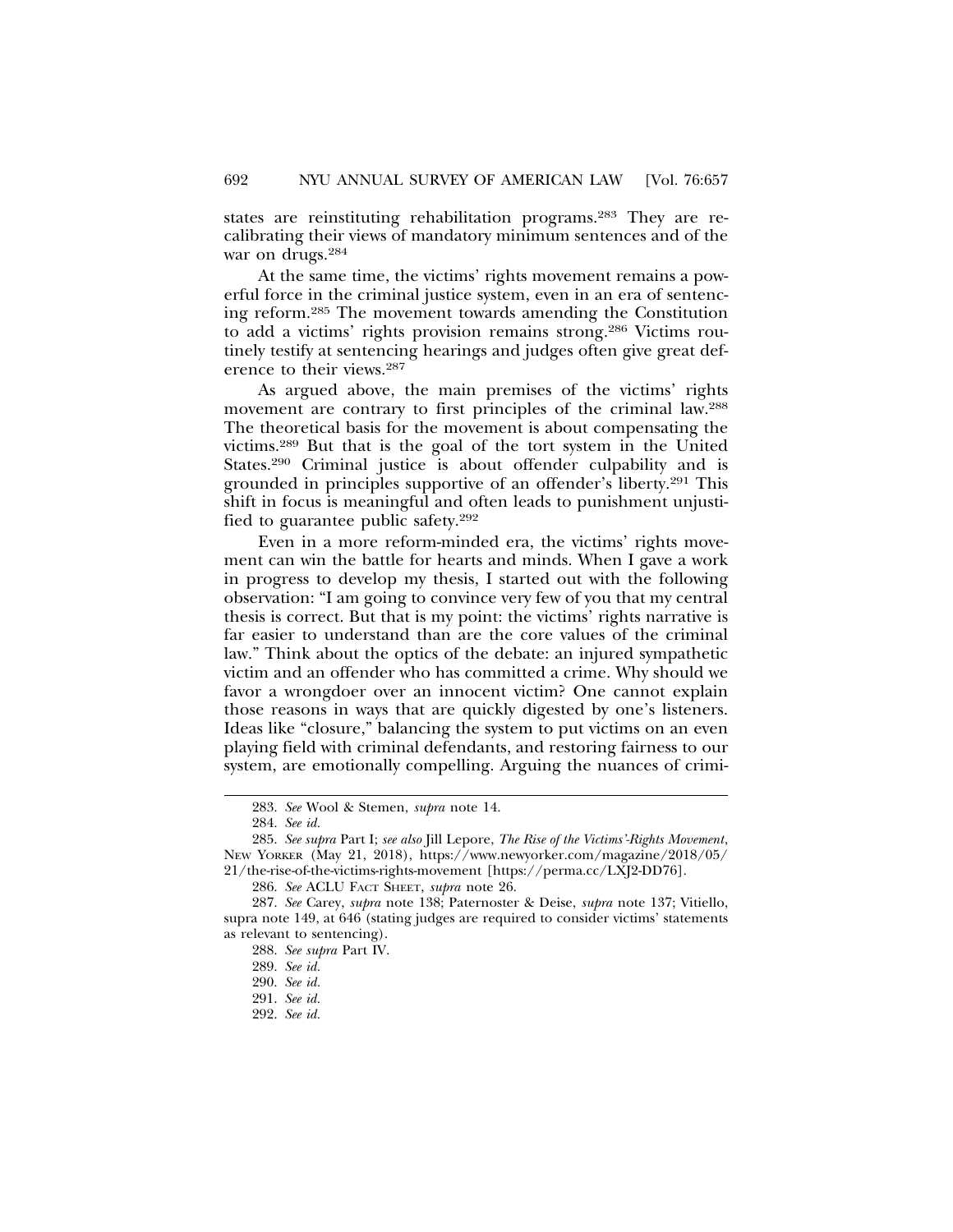states are reinstituting rehabilitation programs.[283] They are recalibrating their views of mandatory minimum sentences and of the war on drugs.[284]

At the same time, the victims' rights movement remains a powerful force in the criminal justice system, even in an era of sentencing reform.[285] The movement towards amending the Constitution to add a victims' rights provision remains strong.[286] Victims routinely testify at sentencing hearings and judges often give great deference to their views.[287]

As argued above, the main premises of the victims' rights movement are contrary to first principles of the criminal law.[288] The theoretical basis for the movement is about compensating the victims.[289] But that is the goal of the tort system in the United States.[290] Criminal justice is about offender culpability and is grounded in principles supportive of an offender's liberty.[291] This shift in focus is meaningful and often leads to punishment unjustified to guarantee public safety.[292]

Even in a more reform-minded era, the victims' rights movement can win the battle for hearts and minds. When I gave a work in progress to develop my thesis, I started out with the following observation: "I am going to convince very few of you that my central thesis is correct. But that is my point: the victims' rights narrative is far easier to understand than are the core values of the criminal law." Think about the optics of the debate: an injured sympathetic victim and an offender who has committed a crime. Why should we favor a wrongdoer over an innocent victim? One cannot explain those reasons in ways that are quickly digested by one's listeners. Ideas like "closure," balancing the system to put victims on an even playing field with criminal defendants, and restoring fairness to our system, are emotionally compelling. Arguing the nuances of crimi-

283. *See* Wool & Stemen, *supra* note 14.

284. *See id.*

285. *See supra* Part I; *see also* Jill Lepore, *The Rise of the Victims'-Rights Movement*, New Yorker (May 21, 2018), https://www.newyorker.com/magazine/2018/05/21/the-rise-of-the-victims-rights-movement [https://perma.cc/LXJ2-DD76].

286. *See* ACLU Fact Sheet, *supra* note 26.

287. *See* Carey, *supra* note 138; Paternoster & Deise, *supra* note 137; Vitiello, supra note 149, at 646 (stating judges are required to consider victims' statements as relevant to sentencing).

288. *See supra* Part IV.

289. *See id.*

290. *See id.*

291. *See id.*

292. *See id.*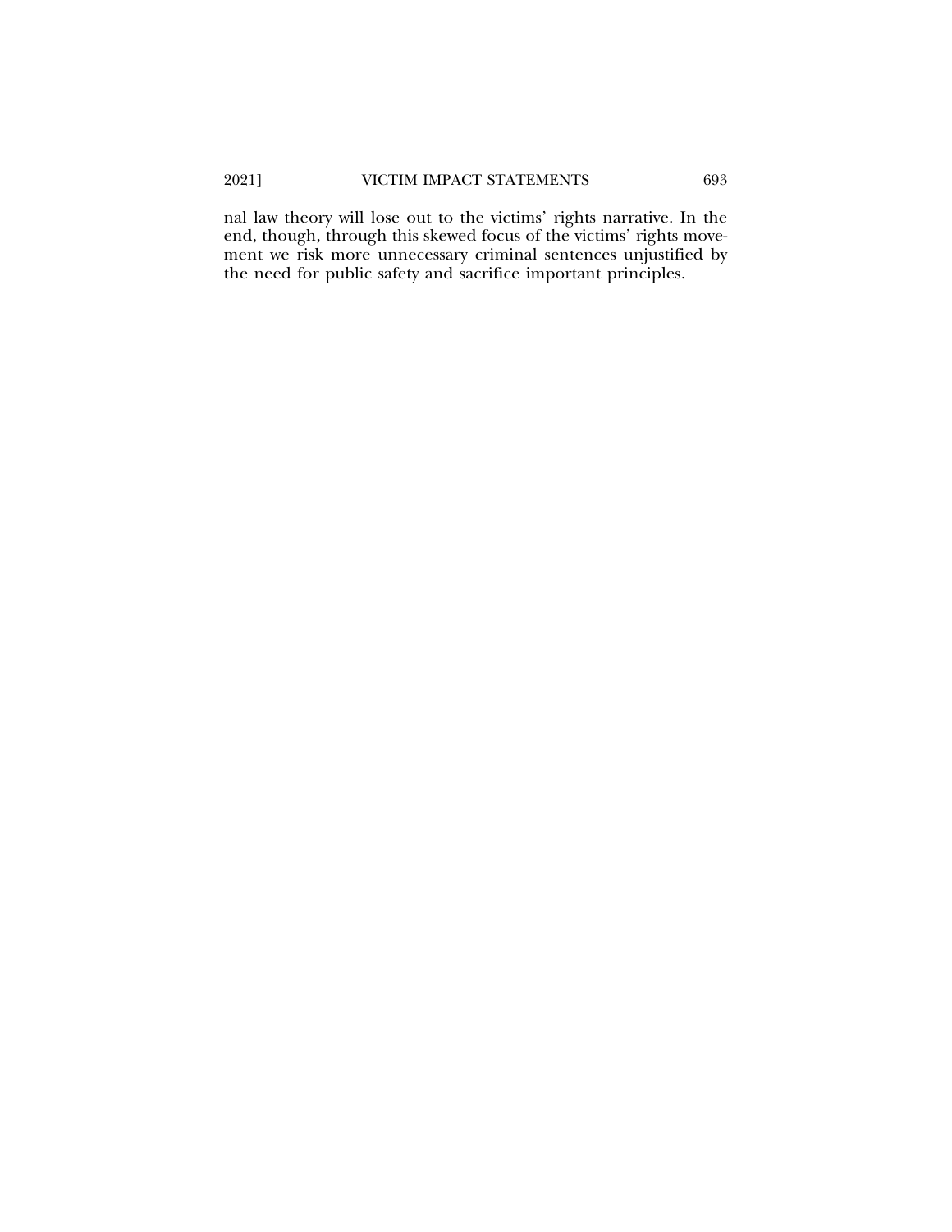nal law theory will lose out to the victims' rights narrative. In the end, though, through this skewed focus of the victims' rights movement we risk more unnecessary criminal sentences unjustified by the need for public safety and sacrifice important principles.